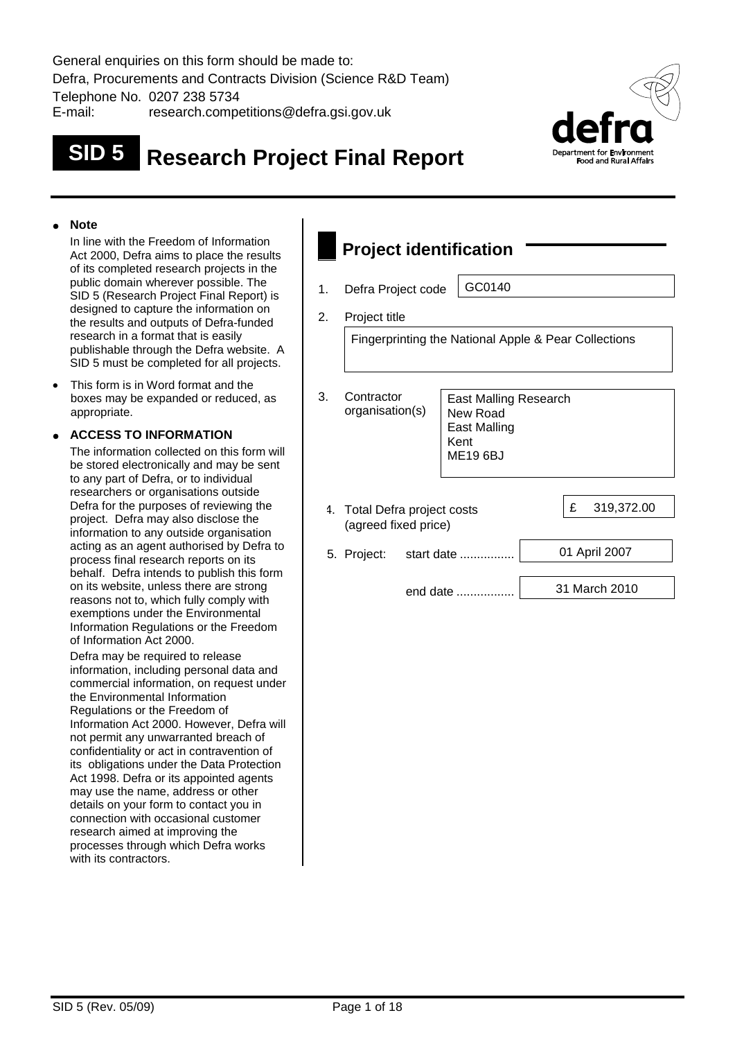General enquiries on this form should be made to:
Defra, Procurements and Contracts Division (Science R&D Team)
Telephone No. 0207 238 5734
E-mail: research.competitions@defra.gsi.gov.uk

# SID 5 Research Project Final Report

- **Note**

  In line with the Freedom of Information Act 2000, Defra aims to place the results of its completed research projects in the public domain wherever possible. The SID 5 (Research Project Final Report) is designed to capture the information on the results and outputs of Defra-funded research in a format that is easily publishable through the Defra website. A SID 5 must be completed for all projects.

- This form is in Word format and the boxes may be expanded or reduced, as appropriate.

- **ACCESS TO INFORMATION**

  The information collected on this form will be stored electronically and may be sent to any part of Defra, or to individual researchers or organisations outside Defra for the purposes of reviewing the project. Defra may also disclose the information to any outside organisation acting as an agent authorised by Defra to process final research reports on its behalf. Defra intends to publish this form on its website, unless there are strong reasons not to, which fully comply with exemptions under the Environmental Information Regulations or the Freedom of Information Act 2000.

  Defra may be required to release information, including personal data and commercial information, on request under the Environmental Information Regulations or the Freedom of Information Act 2000. However, Defra will not permit any unwarranted breach of confidentiality or act in contravention of its obligations under the Data Protection Act 1998. Defra or its appointed agents may use the name, address or other details on your form to contact you in connection with occasional customer research aimed at improving the processes through which Defra works with its contractors.

## Project identification

1. Defra Project code: GC0140

2. Project title: Fingerprinting the National Apple & Pear Collections

3. Contractor organisation(s): East Malling Research, New Road, East Malling, Kent, ME19 6BJ

4. Total Defra project costs (agreed fixed price): £ 319,372.00

5. Project: start date: 01 April 2007

   end date: 31 March 2010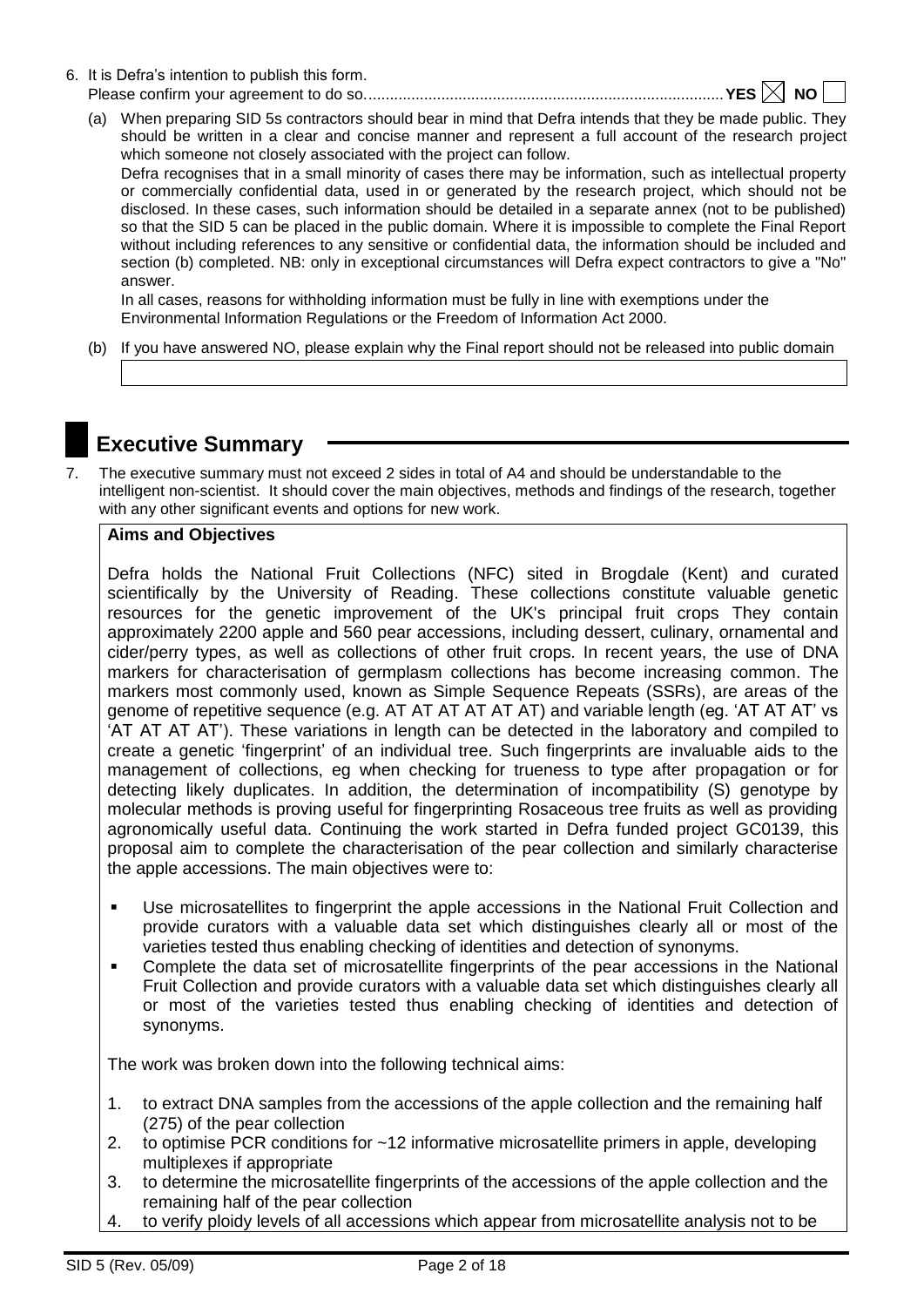6. It is Defra's intention to publish this form.
   Please confirm your agreement to do so.................................................................................. **YES** ☒ **NO** ☐

   (a) When preparing SID 5s contractors should bear in mind that Defra intends that they be made public. They should be written in a clear and concise manner and represent a full account of the research project which someone not closely associated with the project can follow.
   Defra recognises that in a small minority of cases there may be information, such as intellectual property or commercially confidential data, used in or generated by the research project, which should not be disclosed. In these cases, such information should be detailed in a separate annex (not to be published) so that the SID 5 can be placed in the public domain. Where it is impossible to complete the Final Report without including references to any sensitive or confidential data, the information should be included and section (b) completed. NB: only in exceptional circumstances will Defra expect contractors to give a "No" answer.
   In all cases, reasons for withholding information must be fully in line with exemptions under the Environmental Information Regulations or the Freedom of Information Act 2000.

   (b) If you have answered NO, please explain why the Final report should not be released into public domain

# Executive Summary

7. The executive summary must not exceed 2 sides in total of A4 and should be understandable to the intelligent non-scientist. It should cover the main objectives, methods and findings of the research, together with any other significant events and options for new work.

**Aims and Objectives**

Defra holds the National Fruit Collections (NFC) sited in Brogdale (Kent) and curated scientifically by the University of Reading. These collections constitute valuable genetic resources for the genetic improvement of the UK's principal fruit crops They contain approximately 2200 apple and 560 pear accessions, including dessert, culinary, ornamental and cider/perry types, as well as collections of other fruit crops. In recent years, the use of DNA markers for characterisation of germplasm collections has become increasing common. The markers most commonly used, known as Simple Sequence Repeats (SSRs), are areas of the genome of repetitive sequence (e.g. AT AT AT AT AT AT) and variable length (eg. 'AT AT AT' vs 'AT AT AT AT'). These variations in length can be detected in the laboratory and compiled to create a genetic 'fingerprint' of an individual tree. Such fingerprints are invaluable aids to the management of collections, eg when checking for trueness to type after propagation or for detecting likely duplicates. In addition, the determination of incompatibility (S) genotype by molecular methods is proving useful for fingerprinting Rosaceous tree fruits as well as providing agronomically useful data. Continuing the work started in Defra funded project GC0139, this proposal aim to complete the characterisation of the pear collection and similarly characterise the apple accessions. The main objectives were to:

- Use microsatellites to fingerprint the apple accessions in the National Fruit Collection and provide curators with a valuable data set which distinguishes clearly all or most of the varieties tested thus enabling checking of identities and detection of synonyms.
- Complete the data set of microsatellite fingerprints of the pear accessions in the National Fruit Collection and provide curators with a valuable data set which distinguishes clearly all or most of the varieties tested thus enabling checking of identities and detection of synonyms.

The work was broken down into the following technical aims:

1. to extract DNA samples from the accessions of the apple collection and the remaining half (275) of the pear collection
2. to optimise PCR conditions for ~12 informative microsatellite primers in apple, developing multiplexes if appropriate
3. to determine the microsatellite fingerprints of the accessions of the apple collection and the remaining half of the pear collection
4. to verify ploidy levels of all accessions which appear from microsatellite analysis not to be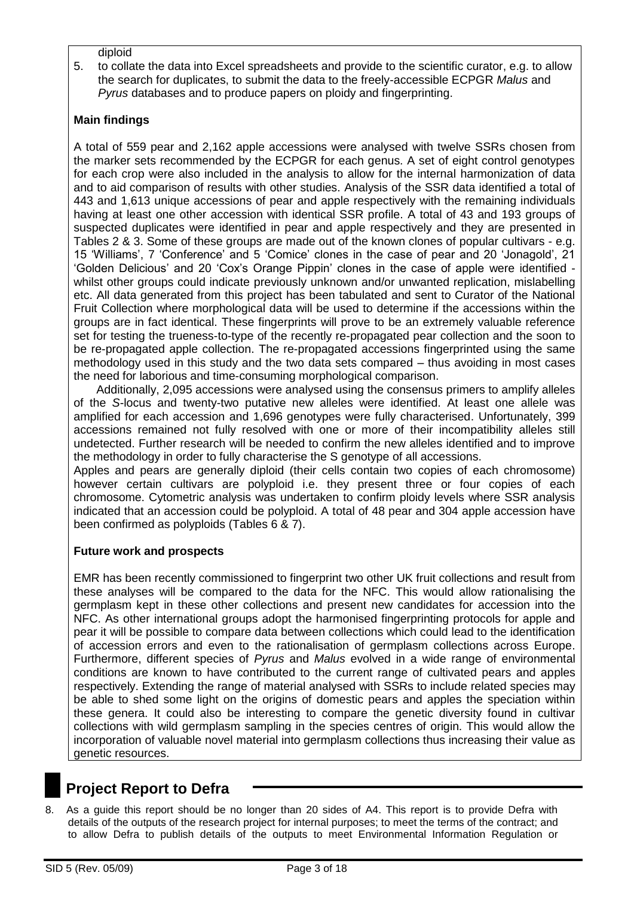diploid

5. to collate the data into Excel spreadsheets and provide to the scientific curator, e.g. to allow the search for duplicates, to submit the data to the freely-accessible ECPGR *Malus* and *Pyrus* databases and to produce papers on ploidy and fingerprinting.

**Main findings**

A total of 559 pear and 2,162 apple accessions were analysed with twelve SSRs chosen from the marker sets recommended by the ECPGR for each genus. A set of eight control genotypes for each crop were also included in the analysis to allow for the internal harmonization of data and to aid comparison of results with other studies. Analysis of the SSR data identified a total of 443 and 1,613 unique accessions of pear and apple respectively with the remaining individuals having at least one other accession with identical SSR profile. A total of 43 and 193 groups of suspected duplicates were identified in pear and apple respectively and they are presented in Tables 2 & 3. Some of these groups are made out of the known clones of popular cultivars - e.g. 15 'Williams', 7 'Conference' and 5 'Comice' clones in the case of pear and 20 'Jonagold', 21 'Golden Delicious' and 20 'Cox's Orange Pippin' clones in the case of apple were identified - whilst other groups could indicate previously unknown and/or unwanted replication, mislabelling etc. All data generated from this project has been tabulated and sent to Curator of the National Fruit Collection where morphological data will be used to determine if the accessions within the groups are in fact identical. These fingerprints will prove to be an extremely valuable reference set for testing the trueness-to-type of the recently re-propagated pear collection and the soon to be re-propagated apple collection. The re-propagated accessions fingerprinted using the same methodology used in this study and the two data sets compared – thus avoiding in most cases the need for laborious and time-consuming morphological comparison.

Additionally, 2,095 accessions were analysed using the consensus primers to amplify alleles of the *S*-locus and twenty-two putative new alleles were identified. At least one allele was amplified for each accession and 1,696 genotypes were fully characterised. Unfortunately, 399 accessions remained not fully resolved with one or more of their incompatibility alleles still undetected. Further research will be needed to confirm the new alleles identified and to improve the methodology in order to fully characterise the S genotype of all accessions.

Apples and pears are generally diploid (their cells contain two copies of each chromosome) however certain cultivars are polyploid i.e. they present three or four copies of each chromosome. Cytometric analysis was undertaken to confirm ploidy levels where SSR analysis indicated that an accession could be polyploid. A total of 48 pear and 304 apple accession have been confirmed as polyploids (Tables 6 & 7).

**Future work and prospects**

EMR has been recently commissioned to fingerprint two other UK fruit collections and result from these analyses will be compared to the data for the NFC. This would allow rationalising the germplasm kept in these other collections and present new candidates for accession into the NFC. As other international groups adopt the harmonised fingerprinting protocols for apple and pear it will be possible to compare data between collections which could lead to the identification of accession errors and even to the rationalisation of germplasm collections across Europe. Furthermore, different species of *Pyrus* and *Malus* evolved in a wide range of environmental conditions are known to have contributed to the current range of cultivated pears and apples respectively. Extending the range of material analysed with SSRs to include related species may be able to shed some light on the origins of domestic pears and apples the speciation within these genera. It could also be interesting to compare the genetic diversity found in cultivar collections with wild germplasm sampling in the species centres of origin. This would allow the incorporation of valuable novel material into germplasm collections thus increasing their value as genetic resources.

## Project Report to Defra

8. As a guide this report should be no longer than 20 sides of A4. This report is to provide Defra with details of the outputs of the research project for internal purposes; to meet the terms of the contract; and to allow Defra to publish details of the outputs to meet Environmental Information Regulation or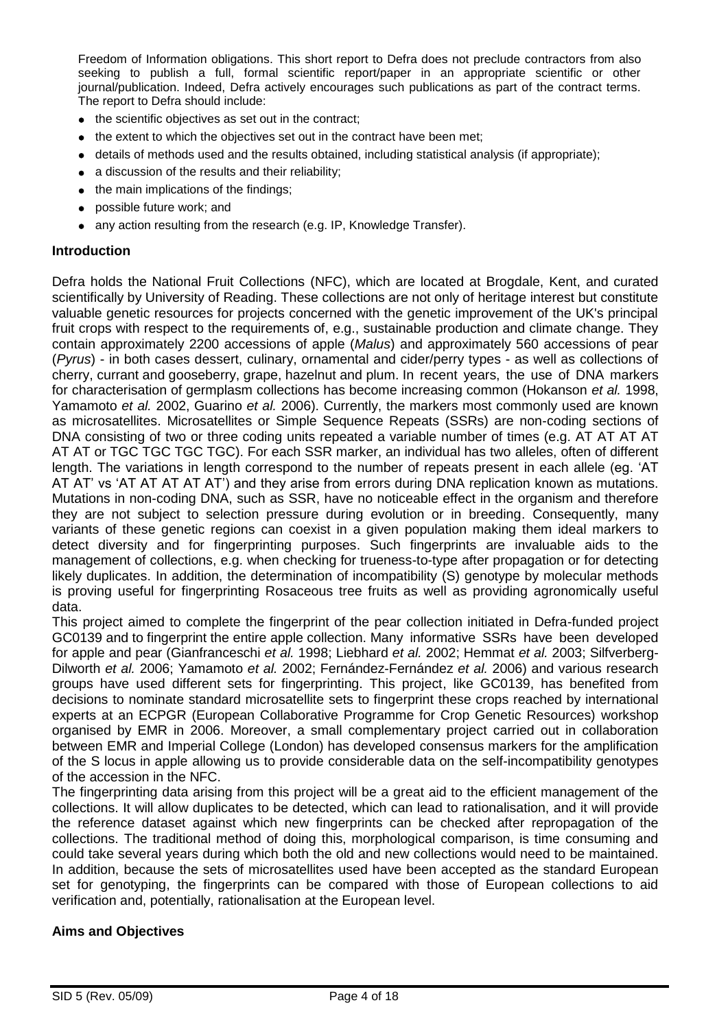Freedom of Information obligations. This short report to Defra does not preclude contractors from also seeking to publish a full, formal scientific report/paper in an appropriate scientific or other journal/publication. Indeed, Defra actively encourages such publications as part of the contract terms. The report to Defra should include:

- the scientific objectives as set out in the contract;
- the extent to which the objectives set out in the contract have been met;
- details of methods used and the results obtained, including statistical analysis (if appropriate);
- a discussion of the results and their reliability;
- the main implications of the findings;
- possible future work; and
- any action resulting from the research (e.g. IP, Knowledge Transfer).

**Introduction**

Defra holds the National Fruit Collections (NFC), which are located at Brogdale, Kent, and curated scientifically by University of Reading. These collections are not only of heritage interest but constitute valuable genetic resources for projects concerned with the genetic improvement of the UK's principal fruit crops with respect to the requirements of, e.g., sustainable production and climate change. They contain approximately 2200 accessions of apple (*Malus*) and approximately 560 accessions of pear (*Pyrus*) - in both cases dessert, culinary, ornamental and cider/perry types - as well as collections of cherry, currant and gooseberry, grape, hazelnut and plum. In recent years, the use of DNA markers for characterisation of germplasm collections has become increasing common (Hokanson *et al.* 1998, Yamamoto *et al.* 2002, Guarino *et al.* 2006). Currently, the markers most commonly used are known as microsatellites. Microsatellites or Simple Sequence Repeats (SSRs) are non-coding sections of DNA consisting of two or three coding units repeated a variable number of times (e.g. AT AT AT AT AT AT or TGC TGC TGC TGC). For each SSR marker, an individual has two alleles, often of different length. The variations in length correspond to the number of repeats present in each allele (eg. 'AT AT AT' vs 'AT AT AT AT AT') and they arise from errors during DNA replication known as mutations. Mutations in non-coding DNA, such as SSR, have no noticeable effect in the organism and therefore they are not subject to selection pressure during evolution or in breeding. Consequently, many variants of these genetic regions can coexist in a given population making them ideal markers to detect diversity and for fingerprinting purposes. Such fingerprints are invaluable aids to the management of collections, e.g. when checking for trueness-to-type after propagation or for detecting likely duplicates. In addition, the determination of incompatibility (S) genotype by molecular methods is proving useful for fingerprinting Rosaceous tree fruits as well as providing agronomically useful data.

This project aimed to complete the fingerprint of the pear collection initiated in Defra-funded project GC0139 and to fingerprint the entire apple collection. Many informative SSRs have been developed for apple and pear (Gianfranceschi *et al.* 1998; Liebhard *et al.* 2002; Hemmat *et al.* 2003; Silfverberg-Dilworth *et al.* 2006; Yamamoto *et al.* 2002; Fernández-Fernández *et al.* 2006) and various research groups have used different sets for fingerprinting. This project, like GC0139, has benefited from decisions to nominate standard microsatellite sets to fingerprint these crops reached by international experts at an ECPGR (European Collaborative Programme for Crop Genetic Resources) workshop organised by EMR in 2006. Moreover, a small complementary project carried out in collaboration between EMR and Imperial College (London) has developed consensus markers for the amplification of the S locus in apple allowing us to provide considerable data on the self-incompatibility genotypes of the accession in the NFC.

The fingerprinting data arising from this project will be a great aid to the efficient management of the collections. It will allow duplicates to be detected, which can lead to rationalisation, and it will provide the reference dataset against which new fingerprints can be checked after repropagation of the collections. The traditional method of doing this, morphological comparison, is time consuming and could take several years during which both the old and new collections would need to be maintained. In addition, because the sets of microsatellites used have been accepted as the standard European set for genotyping, the fingerprints can be compared with those of European collections to aid verification and, potentially, rationalisation at the European level.

**Aims and Objectives**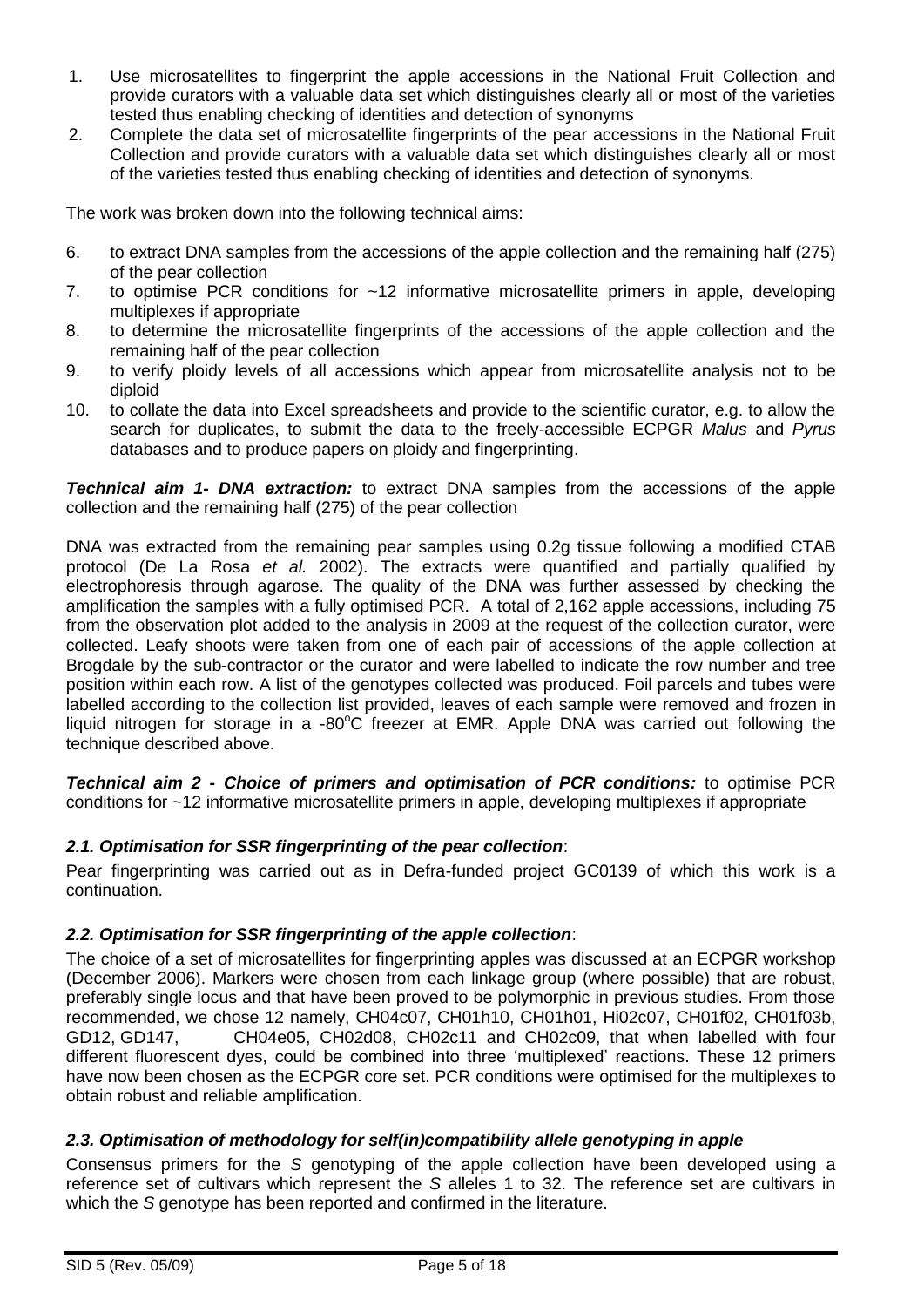1. Use microsatellites to fingerprint the apple accessions in the National Fruit Collection and provide curators with a valuable data set which distinguishes clearly all or most of the varieties tested thus enabling checking of identities and detection of synonyms
2. Complete the data set of microsatellite fingerprints of the pear accessions in the National Fruit Collection and provide curators with a valuable data set which distinguishes clearly all or most of the varieties tested thus enabling checking of identities and detection of synonyms.

The work was broken down into the following technical aims:

6. to extract DNA samples from the accessions of the apple collection and the remaining half (275) of the pear collection
7. to optimise PCR conditions for ~12 informative microsatellite primers in apple, developing multiplexes if appropriate
8. to determine the microsatellite fingerprints of the accessions of the apple collection and the remaining half of the pear collection
9. to verify ploidy levels of all accessions which appear from microsatellite analysis not to be diploid
10. to collate the data into Excel spreadsheets and provide to the scientific curator, e.g. to allow the search for duplicates, to submit the data to the freely-accessible ECPGR *Malus* and *Pyrus* databases and to produce papers on ploidy and fingerprinting.

***Technical aim 1- DNA extraction:*** to extract DNA samples from the accessions of the apple collection and the remaining half (275) of the pear collection

DNA was extracted from the remaining pear samples using 0.2g tissue following a modified CTAB protocol (De La Rosa *et al.* 2002). The extracts were quantified and partially qualified by electrophoresis through agarose. The quality of the DNA was further assessed by checking the amplification the samples with a fully optimised PCR. A total of 2,162 apple accessions, including 75 from the observation plot added to the analysis in 2009 at the request of the collection curator, were collected. Leafy shoots were taken from one of each pair of accessions of the apple collection at Brogdale by the sub-contractor or the curator and were labelled to indicate the row number and tree position within each row. A list of the genotypes collected was produced. Foil parcels and tubes were labelled according to the collection list provided, leaves of each sample were removed and frozen in liquid nitrogen for storage in a -80°C freezer at EMR. Apple DNA was carried out following the technique described above.

***Technical aim 2 - Choice of primers and optimisation of PCR conditions:*** to optimise PCR conditions for ~12 informative microsatellite primers in apple, developing multiplexes if appropriate

### *2.1. Optimisation for SSR fingerprinting of the pear collection*:

Pear fingerprinting was carried out as in Defra-funded project GC0139 of which this work is a continuation.

### *2.2. Optimisation for SSR fingerprinting of the apple collection*:

The choice of a set of microsatellites for fingerprinting apples was discussed at an ECPGR workshop (December 2006). Markers were chosen from each linkage group (where possible) that are robust, preferably single locus and that have been proved to be polymorphic in previous studies. From those recommended, we chose 12 namely, CH04c07, CH01h10, CH01h01, Hi02c07, CH01f02, CH01f03b, GD12, GD147, CH04e05, CH02d08, CH02c11 and CH02c09, that when labelled with four different fluorescent dyes, could be combined into three 'multiplexed' reactions. These 12 primers have now been chosen as the ECPGR core set. PCR conditions were optimised for the multiplexes to obtain robust and reliable amplification.

### *2.3. Optimisation of methodology for self(in)compatibility allele genotyping in apple*

Consensus primers for the *S* genotyping of the apple collection have been developed using a reference set of cultivars which represent the *S* alleles 1 to 32. The reference set are cultivars in which the *S* genotype has been reported and confirmed in the literature.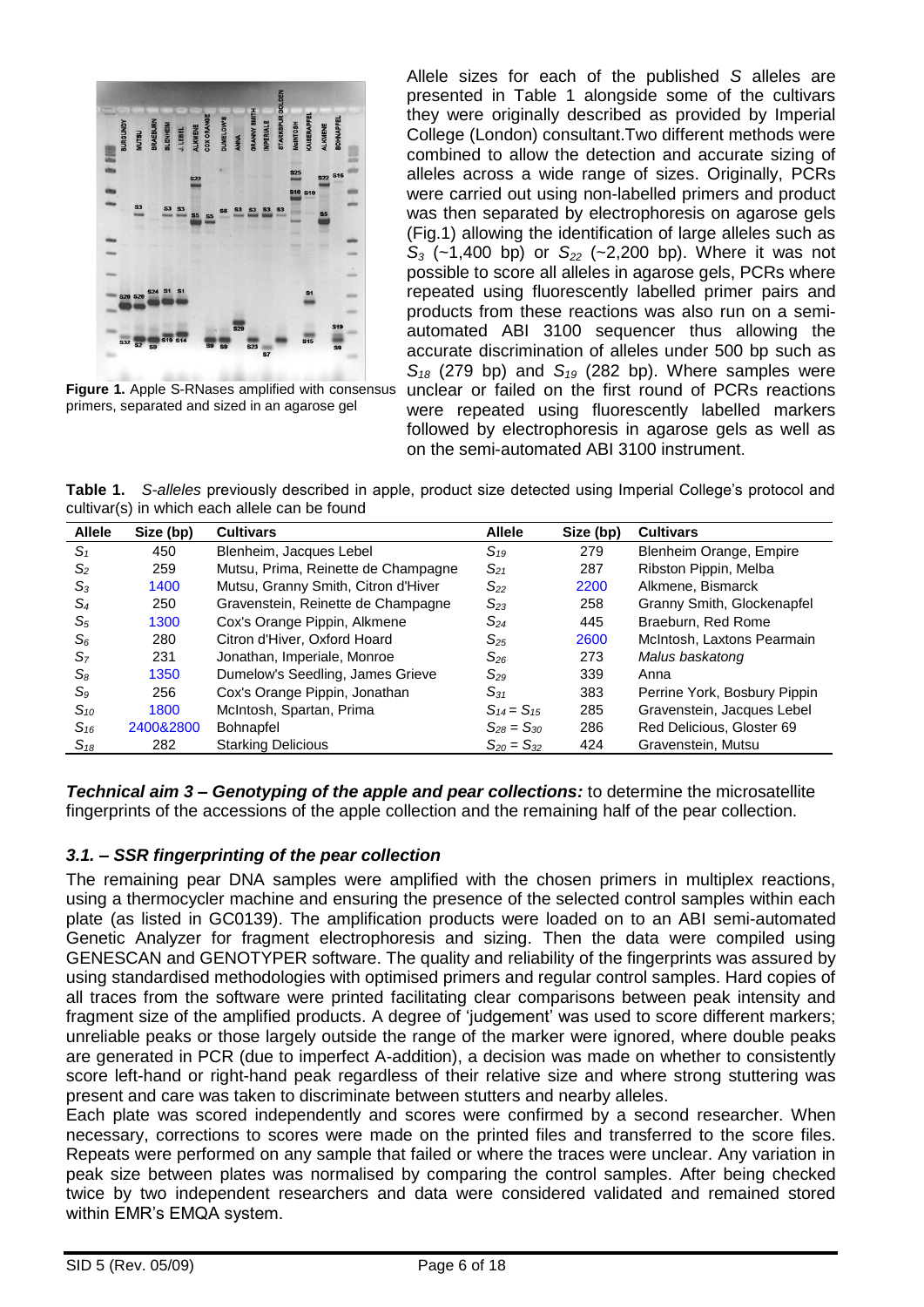Figure 1. Apple S-RNases amplified with consensus primers, separated and sized in an agarose gel

Allele sizes for each of the published *S* alleles are presented in Table 1 alongside some of the cultivars they were originally described as provided by Imperial College (London) consultant.Two different methods were combined to allow the detection and accurate sizing of alleles across a wide range of sizes. Originally, PCRs were carried out using non-labelled primers and product was then separated by electrophoresis on agarose gels (Fig.1) allowing the identification of large alleles such as $S_3$ (~1,400 bp) or $S_{22}$ (~2,200 bp). Where it was not possible to score all alleles in agarose gels, PCRs where repeated using fluorescently labelled primer pairs and products from these reactions was also run on a semi-automated ABI 3100 sequencer thus allowing the accurate discrimination of alleles under 500 bp such as $S_{18}$ (279 bp) and $S_{19}$ (282 bp). Where samples were unclear or failed on the first round of PCRs reactions were repeated using fluorescently labelled markers followed by electrophoresis in agarose gels as well as on the semi-automated ABI 3100 instrument.

**Table 1.** *S-alleles* previously described in apple, product size detected using Imperial College's protocol and cultivar(s) in which each allele can be found

| Allele | Size (bp) | Cultivars | Allele | Size (bp) | Cultivars |
|---|---|---|---|---|---|
| $S_1$ | 450 | Blenheim, Jacques Lebel | $S_{19}$ | 279 | Blenheim Orange, Empire |
| $S_2$ | 259 | Mutsu, Prima, Reinette de Champagne | $S_{21}$ | 287 | Ribston Pippin, Melba |
| $S_3$ | 1400 | Mutsu, Granny Smith, Citron d'Hiver | $S_{22}$ | 2200 | Alkmene, Bismarck |
| $S_4$ | 250 | Gravenstein, Reinette de Champagne | $S_{23}$ | 258 | Granny Smith, Glockenapfel |
| $S_5$ | 1300 | Cox's Orange Pippin, Alkmene | $S_{24}$ | 445 | Braeburn, Red Rome |
| $S_6$ | 280 | Citron d'Hiver, Oxford Hoard | $S_{25}$ | 2600 | McIntosh, Laxtons Pearmain |
| $S_7$ | 231 | Jonathan, Imperiale, Monroe | $S_{26}$ | 273 | *Malus baskatong* |
| $S_8$ | 1350 | Dumelow's Seedling, James Grieve | $S_{29}$ | 339 | Anna |
| $S_9$ | 256 | Cox's Orange Pippin, Jonathan | $S_{31}$ | 383 | Perrine York, Bosbury Pippin |
| $S_{10}$ | 1800 | McIntosh, Spartan, Prima | $S_{14} = S_{15}$ | 285 | Gravenstein, Jacques Lebel |
| $S_{16}$ | 2400&2800 | Bohnapfel | $S_{28} = S_{30}$ | 286 | Red Delicious, Gloster 69 |
| $S_{18}$ | 282 | Starking Delicious | $S_{20} = S_{32}$ | 424 | Gravenstein, Mutsu |

***Technical aim 3 – Genotyping of the apple and pear collections:*** to determine the microsatellite fingerprints of the accessions of the apple collection and the remaining half of the pear collection.

### *3.1. – SSR fingerprinting of the pear collection*

The remaining pear DNA samples were amplified with the chosen primers in multiplex reactions, using a thermocycler machine and ensuring the presence of the selected control samples within each plate (as listed in GC0139). The amplification products were loaded on to an ABI semi-automated Genetic Analyzer for fragment electrophoresis and sizing. Then the data were compiled using GENESCAN and GENOTYPER software. The quality and reliability of the fingerprints was assured by using standardised methodologies with optimised primers and regular control samples. Hard copies of all traces from the software were printed facilitating clear comparisons between peak intensity and fragment size of the amplified products. A degree of 'judgement' was used to score different markers; unreliable peaks or those largely outside the range of the marker were ignored, where double peaks are generated in PCR (due to imperfect A-addition), a decision was made on whether to consistently score left-hand or right-hand peak regardless of their relative size and where strong stuttering was present and care was taken to discriminate between stutters and nearby alleles.

Each plate was scored independently and scores were confirmed by a second researcher. When necessary, corrections to scores were made on the printed files and transferred to the score files. Repeats were performed on any sample that failed or where the traces were unclear. Any variation in peak size between plates was normalised by comparing the control samples. After being checked twice by two independent researchers and data were considered validated and remained stored within EMR's EMQA system.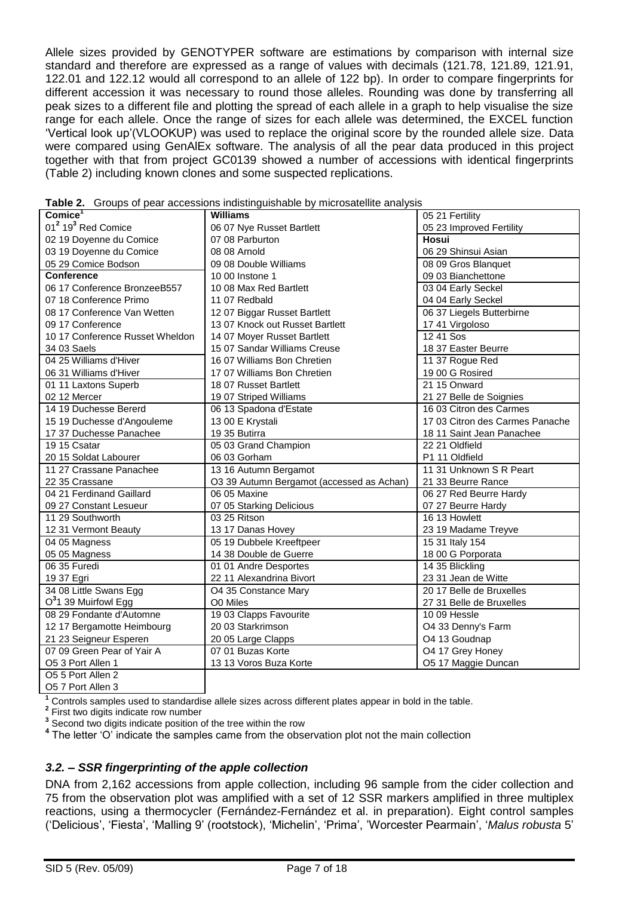Allele sizes provided by GENOTYPER software are estimations by comparison with internal size standard and therefore are expressed as a range of values with decimals (121.78, 121.89, 121.91, 122.01 and 122.12 would all correspond to an allele of 122 bp). In order to compare fingerprints for different accession it was necessary to round those alleles. Rounding was done by transferring all peak sizes to a different file and plotting the spread of each allele in a graph to help visualise the size range for each allele. Once the range of sizes for each allele was determined, the EXCEL function 'Vertical look up'(VLOOKUP) was used to replace the original score by the rounded allele size. Data were compared using GenAlEx software. The analysis of all the pear data produced in this project together with that from project GC0139 showed a number of accessions with identical fingerprints (Table 2) including known clones and some suspected replications.

**Table 2.** Groups of pear accessions indistinguishable by microsatellite analysis

| | | |
|---|---|---|
| **Comice**[1] | **Williams** | 05 21 Fertility |
| 01[2] 19[3] Red Comice | 06 07 Nye Russet Bartlett | 05 23 Improved Fertility |
| 02 19 Doyenne du Comice | 07 08 Parburton | **Hosui** |
| 03 19 Doyenne du Comice | 08 08 Arnold | 06 29 Shinsui Asian |
| 05 29 Comice Bodson | 09 08 Double Williams | 08 09 Gros Blanquet |
| **Conference** | 10 00 Instone 1 | 09 03 Bianchettone |
| 06 17 Conference BronzeeB557 | 10 08 Max Red Bartlett | 03 04 Early Seckel |
| 07 18 Conference Primo | 11 07 Redbald | 04 04 Early Seckel |
| 08 17 Conference Van Wetten | 12 07 Biggar Russet Bartlett | 06 37 Liegels Butterbirne |
| 09 17 Conference | 13 07 Knock out Russet Bartlett | 17 41 Virgoloso |
| 10 17 Conference Russet Wheldon | 14 07 Moyer Russet Bartlett | 12 41 Sos |
| 34 03 Saels | 15 07 Sandar Williams Creuse | 18 37 Easter Beurre |
| 04 25 Williams d'Hiver | 16 07 Williams Bon Chretien | 11 37 Rogue Red |
| 06 31 Williams d'Hiver | 17 07 Williams Bon Chretien | 19 00 G Rosired |
| 01 11 Laxtons Superb | 18 07 Russet Bartlett | 21 15 Onward |
| 02 12 Mercer | 19 07 Striped Williams | 21 27 Belle de Soignies |
| 14 19 Duchesse Bererd | 06 13 Spadona d'Estate | 16 03 Citron des Carmes |
| 15 19 Duchesse d'Angouleme | 13 00 E Krystali | 17 03 Citron des Carmes Panache |
| 17 37 Duchesse Panachee | 19 35 Butirra | 18 11 Saint Jean Panachee |
| 19 15 Csatar | 05 03 Grand Champion | 22 21 Oldfield |
| 20 15 Soldat Labourer | 06 03 Gorham | P1 11 Oldfield |
| 11 27 Crassane Panachee | 13 16 Autumn Bergamot | 11 31 Unknown S R Peart |
| 22 35 Crassane | O3 39 Autumn Bergamot (accessed as Achan) | 21 33 Beurre Rance |
| 04 21 Ferdinand Gaillard | 06 05 Maxine | 06 27 Red Beurre Hardy |
| 09 27 Constant Lesueur | 07 05 Starking Delicious | 07 27 Beurre Hardy |
| 11 29 Southworth | 03 25 Ritson | 16 13 Howlett |
| 12 31 Vermont Beauty | 13 17 Danas Hovey | 23 19 Madame Treyve |
| 04 05 Magness | 05 19 Dubbele Kreeftpeer | 15 31 Italy 154 |
| 05 05 Magness | 14 38 Double de Guerre | 18 00 G Porporata |
| 06 35 Furedi | 01 01 Andre Desportes | 14 35 Blickling |
| 19 37 Egri | 22 11 Alexandrina Bivort | 23 31 Jean de Witte |
| 34 08 Little Swans Egg | O4 35 Constance Mary | 20 17 Belle de Bruxelles |
| O[4]1 39 Muirfowl Egg | O0 Miles | 27 31 Belle de Bruxelles |
| 08 29 Fondante d'Automne | 19 03 Clapps Favourite | 10 09 Hessle |
| 12 17 Bergamotte Heimbourg | 20 03 Starkrimson | O4 33 Denny's Farm |
| 21 23 Seigneur Esperen | 20 05 Large Clapps | O4 13 Goudnap |
| 07 09 Green Pear of Yair A | 07 01 Buzas Korte | O4 17 Grey Honey |
| O5 3 Port Allen 1 | 13 13 Voros Buza Korte | O5 17 Maggie Duncan |
| O5 5 Port Allen 2 | | |
| O5 7 Port Allen 3 | | |

[1] Controls samples used to standardise allele sizes across different plates appear in bold in the table.
[2] First two digits indicate row number
[3] Second two digits indicate position of the tree within the row
[4] The letter 'O' indicate the samples came from the observation plot not the main collection

### *3.2. – SSR fingerprinting of the apple collection*

DNA from 2,162 accessions from apple collection, including 96 sample from the cider collection and 75 from the observation plot was amplified with a set of 12 SSR markers amplified in three multiplex reactions, using a thermocycler (Fernández-Fernández et al. in preparation). Eight control samples ('Delicious', 'Fiesta', 'Malling 9' (rootstock), 'Michelin', 'Prima', 'Worcester Pearmain', '*Malus robusta* 5'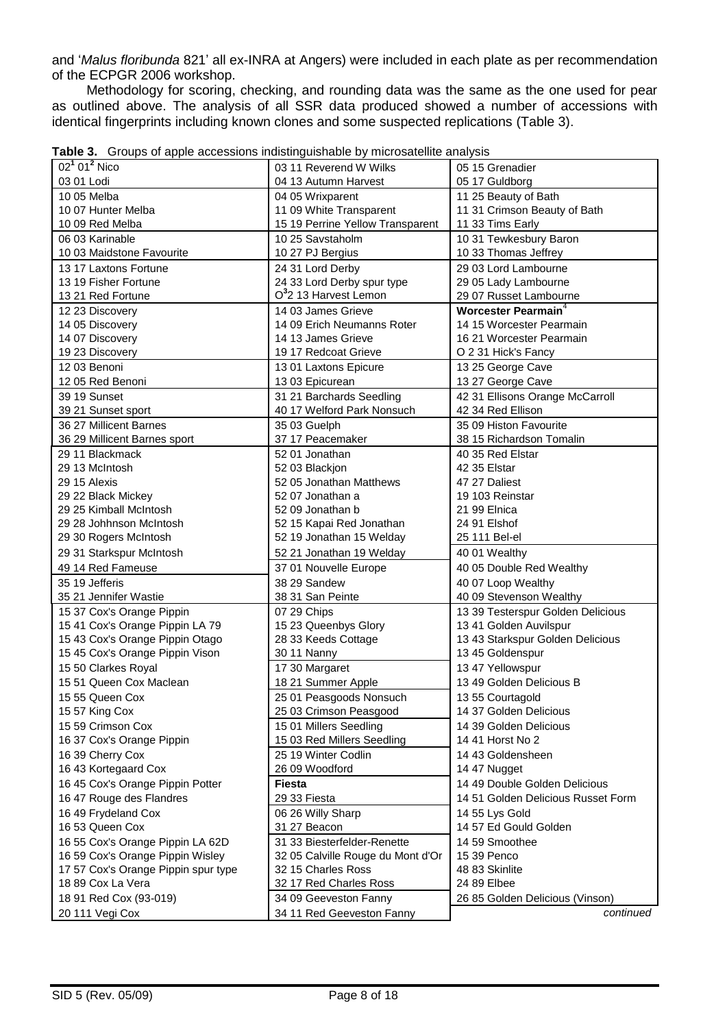and '*Malus floribunda* 821' all ex-INRA at Angers) were included in each plate as per recommendation of the ECPGR 2006 workshop.

Methodology for scoring, checking, and rounding data was the same as the one used for pear as outlined above. The analysis of all SSR data produced showed a number of accessions with identical fingerprints including known clones and some suspected replications (Table 3).

**Table 3.** Groups of apple accessions indistinguishable by microsatellite analysis

| | | |
|---|---|---|
| 02[1] 01[2] Nico | 03 11 Reverend W Wilks | 05 15 Grenadier |
| 03 01 Lodi | 04 13 Autumn Harvest | 05 17 Guldborg |
| 10 05 Melba | 04 05 Wrixparent | 11 25 Beauty of Bath |
| 10 07 Hunter Melba | 11 09 White Transparent | 11 31 Crimson Beauty of Bath |
| 10 09 Red Melba | 15 19 Perrine Yellow Transparent | 11 33 Tims Early |
| 06 03 Karinable | 10 25 Savstaholm | 10 31 Tewkesbury Baron |
| 10 03 Maidstone Favourite | 10 27 PJ Bergius | 10 33 Thomas Jeffrey |
| 13 17 Laxtons Fortune | 24 31 Lord Derby | 29 03 Lord Lambourne |
| 13 19 Fisher Fortune | 24 33 Lord Derby spur type | 29 05 Lady Lambourne |
| 13 21 Red Fortune | O[3]2 13 Harvest Lemon | 29 07 Russet Lambourne |
| 12 23 Discovery | 14 03 James Grieve | **Worcester Pearmain**[4] |
| 14 05 Discovery | 14 09 Erich Neumanns Roter | 14 15 Worcester Pearmain |
| 14 07 Discovery | 14 13 James Grieve | 16 21 Worcester Pearmain |
| 19 23 Discovery | 19 17 Redcoat Grieve | O 2 31 Hick's Fancy |
| 12 03 Benoni | 13 01 Laxtons Epicure | 13 25 George Cave |
| 12 05 Red Benoni | 13 03 Epicurean | 13 27 George Cave |
| 39 19 Sunset | 31 21 Barchards Seedling | 42 31 Ellisons Orange McCarroll |
| 39 21 Sunset sport | 40 17 Welford Park Nonsuch | 42 34 Red Ellison |
| 36 27 Millicent Barnes | 35 03 Guelph | 35 09 Histon Favourite |
| 36 29 Millicent Barnes sport | 37 17 Peacemaker | 38 15 Richardson Tomalin |
| 29 11 Blackmack | 52 01 Jonathan | 40 35 Red Elstar |
| 29 13 McIntosh | 52 03 Blackjon | 42 35 Elstar |
| 29 15 Alexis | 52 05 Jonathan Matthews | 47 27 Daliest |
| 29 22 Black Mickey | 52 07 Jonathan a | 19 103 Reinstar |
| 29 25 Kimball McIntosh | 52 09 Jonathan b | 21 99 Elnica |
| 29 28 Johhnson McIntosh | 52 15 Kapai Red Jonathan | 24 91 Elshof |
| 29 30 Rogers McIntosh | 52 19 Jonathan 15 Welday | 25 111 Bel-el |
| 29 31 Starkspur McIntosh | 52 21 Jonathan 19 Welday | 40 01 Wealthy |
| 49 14 Red Fameuse | 37 01 Nouvelle Europe | 40 05 Double Red Wealthy |
| 35 19 Jefferis | 38 29 Sandew | 40 07 Loop Wealthy |
| 35 21 Jennifer Wastie | 38 31 San Peinte | 40 09 Stevenson Wealthy |
| 15 37 Cox's Orange Pippin | 07 29 Chips | 13 39 Testerspur Golden Delicious |
| 15 41 Cox's Orange Pippin LA 79 | 15 23 Queenbys Glory | 13 41 Golden Auvilspur |
| 15 43 Cox's Orange Pippin Otago | 28 33 Keeds Cottage | 13 43 Starkspur Golden Delicious |
| 15 45 Cox's Orange Pippin Vison | 30 11 Nanny | 13 45 Goldenspur |
| 15 50 Clarkes Royal | 17 30 Margaret | 13 47 Yellowspur |
| 15 51 Queen Cox Maclean | 18 21 Summer Apple | 13 49 Golden Delicious B |
| 15 55 Queen Cox | 25 01 Peasgoods Nonsuch | 13 55 Courtagold |
| 15 57 King Cox | 25 03 Crimson Peasgood | 14 37 Golden Delicious |
| 15 59 Crimson Cox | 15 01 Millers Seedling | 14 39 Golden Delicious |
| 16 37 Cox's Orange Pippin | 15 03 Red Millers Seedling | 14 41 Horst No 2 |
| 16 39 Cherry Cox | 25 19 Winter Codlin | 14 43 Goldensheen |
| 16 43 Kortegaard Cox | 26 09 Woodford | 14 47 Nugget |
| 16 45 Cox's Orange Pippin Potter | **Fiesta** | 14 49 Double Golden Delicious |
| 16 47 Rouge des Flandres | 29 33 Fiesta | 14 51 Golden Delicious Russet Form |
| 16 49 Frydeland Cox | 06 26 Willy Sharp | 14 55 Lys Gold |
| 16 53 Queen Cox | 31 27 Beacon | 14 57 Ed Gould Golden |
| 16 55 Cox's Orange Pippin LA 62D | 31 33 Biesterfelder-Renette | 14 59 Smoothee |
| 16 59 Cox's Orange Pippin Wisley | 32 05 Calville Rouge du Mont d'Or | 15 39 Penco |
| 17 57 Cox's Orange Pippin spur type | 32 15 Charles Ross | 48 83 Skinlite |
| 18 89 Cox La Vera | 32 17 Red Charles Ross | 24 89 Elbee |
| 18 91 Red Cox (93-019) | 34 09 Geeveston Fanny | 26 85 Golden Delicious (Vinson) |
| 20 111 Vegi Cox | 34 11 Red Geeveston Fanny | *continued* |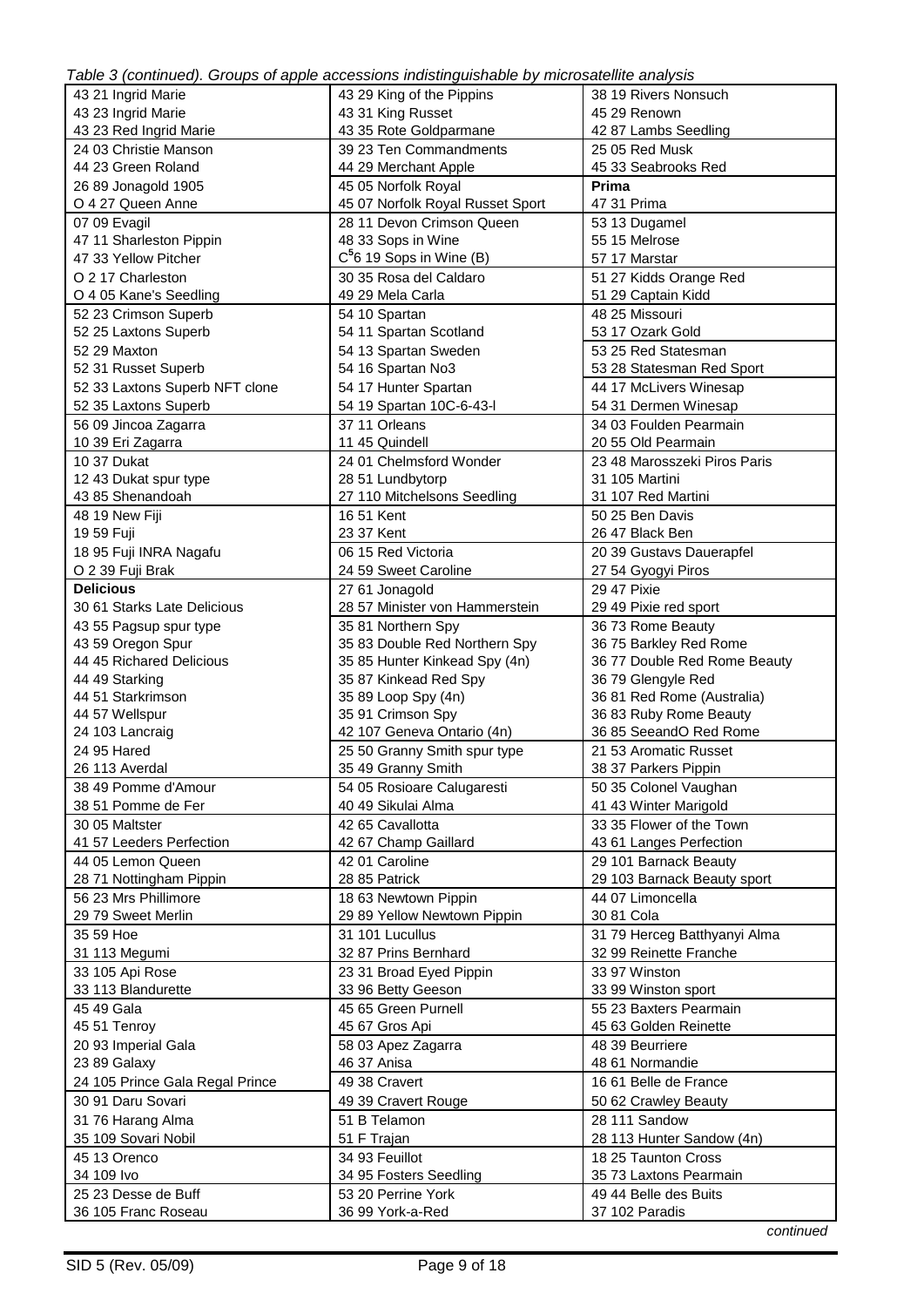*Table 3 (continued). Groups of apple accessions indistinguishable by microsatellite analysis*

| | | |
|---|---|---|
| 43 21 Ingrid Marie | 43 29 King of the Pippins | 38 19 Rivers Nonsuch |
| 43 23 Ingrid Marie | 43 31 King Russet | 45 29 Renown |
| 43 23 Red Ingrid Marie | 43 35 Rote Goldparmane | 42 87 Lambs Seedling |
| 24 03 Christie Manson | 39 23 Ten Commandments | 25 05 Red Musk |
| 44 23 Green Roland | 44 29 Merchant Apple | 45 33 Seabrooks Red |
| 26 89 Jonagold 1905 | 45 05 Norfolk Royal | **Prima** |
| O 4 27 Queen Anne | 45 07 Norfolk Royal Russet Sport | 47 31 Prima |
| 07 09 Evagil | 28 11 Devon Crimson Queen | 53 13 Dugamel |
| 47 11 Sharleston Pippin | 48 33 Sops in Wine | 55 15 Melrose |
| 47 33 Yellow Pitcher | $C^5$6 19 Sops in Wine (B) | 57 17 Marstar |
| O 2 17 Charleston | 30 35 Rosa del Caldaro | 51 27 Kidds Orange Red |
| O 4 05 Kane's Seedling | 49 29 Mela Carla | 51 29 Captain Kidd |
| 52 23 Crimson Superb | 54 10 Spartan | 48 25 Missouri |
| 52 25 Laxtons Superb | 54 11 Spartan Scotland | 53 17 Ozark Gold |
| 52 29 Maxton | 54 13 Spartan Sweden | 53 25 Red Statesman |
| 52 31 Russet Superb | 54 16 Spartan No3 | 53 28 Statesman Red Sport |
| 52 33 Laxtons Superb NFT clone | 54 17 Hunter Spartan | 44 17 McLivers Winesap |
| 52 35 Laxtons Superb | 54 19 Spartan 10C-6-43-l | 54 31 Dermen Winesap |
| 56 09 Jincoa Zagarra | 37 11 Orleans | 34 03 Foulden Pearmain |
| 10 39 Eri Zagarra | 11 45 Quindell | 20 55 Old Pearmain |
| 10 37 Dukat | 24 01 Chelmsford Wonder | 23 48 Marosszeki Piros Paris |
| 12 43 Dukat spur type | 28 51 Lundbytorp | 31 105 Martini |
| 43 85 Shenandoah | 27 110 Mitchelsons Seedling | 31 107 Red Martini |
| 48 19 New Fiji | 16 51 Kent | 50 25 Ben Davis |
| 19 59 Fuji | 23 37 Kent | 26 47 Black Ben |
| 18 95 Fuji INRA Nagafu | 06 15 Red Victoria | 20 39 Gustavs Dauerapfel |
| O 2 39 Fuji Brak | 24 59 Sweet Caroline | 27 54 Gyogyi Piros |
| **Delicious** | 27 61 Jonagold | 29 47 Pixie |
| 30 61 Starks Late Delicious | 28 57 Minister von Hammerstein | 29 49 Pixie red sport |
| 43 55 Pagsup spur type | 35 81 Northern Spy | 36 73 Rome Beauty |
| 43 59 Oregon Spur | 35 83 Double Red Northern Spy | 36 75 Barkley Red Rome |
| 44 45 Richared Delicious | 35 85 Hunter Kinkead Spy (4n) | 36 77 Double Red Rome Beauty |
| 44 49 Starking | 35 87 Kinkead Red Spy | 36 79 Glengyle Red |
| 44 51 Starkrimson | 35 89 Loop Spy (4n) | 36 81 Red Rome (Australia) |
| 44 57 Wellspur | 35 91 Crimson Spy | 36 83 Ruby Rome Beauty |
| 24 103 Lancraig | 42 107 Geneva Ontario (4n) | 36 85 SeeandO Red Rome |
| 24 95 Hared | 25 50 Granny Smith spur type | 21 53 Aromatic Russet |
| 26 113 Averdal | 35 49 Granny Smith | 38 37 Parkers Pippin |
| 38 49 Pomme d'Amour | 54 05 Rosioare Calugaresti | 50 35 Colonel Vaughan |
| 38 51 Pomme de Fer | 40 49 Sikulai Alma | 41 43 Winter Marigold |
| 30 05 Maltster | 42 65 Cavallotta | 33 35 Flower of the Town |
| 41 57 Leeders Perfection | 42 67 Champ Gaillard | 43 61 Langes Perfection |
| 44 05 Lemon Queen | 42 01 Caroline | 29 101 Barnack Beauty |
| 28 71 Nottingham Pippin | 28 85 Patrick | 29 103 Barnack Beauty sport |
| 56 23 Mrs Phillimore | 18 63 Newtown Pippin | 44 07 Limoncella |
| 29 79 Sweet Merlin | 29 89 Yellow Newtown Pippin | 30 81 Cola |
| 35 59 Hoe | 31 101 Lucullus | 31 79 Herceg Batthyanyi Alma |
| 31 113 Megumi | 32 87 Prins Bernhard | 32 99 Reinette Franche |
| 33 105 Api Rose | 23 31 Broad Eyed Pippin | 33 97 Winston |
| 33 113 Blandurette | 33 96 Betty Geeson | 33 99 Winston sport |
| 45 49 Gala | 45 65 Green Purnell | 55 23 Baxters Pearmain |
| 45 51 Tenroy | 45 67 Gros Api | 45 63 Golden Reinette |
| 20 93 Imperial Gala | 58 03 Apez Zagarra | 48 39 Beurriere |
| 23 89 Galaxy | 46 37 Anisa | 48 61 Normandie |
| 24 105 Prince Gala Regal Prince | 49 38 Cravert | 16 61 Belle de France |
| 30 91 Daru Sovari | 49 39 Cravert Rouge | 50 62 Crawley Beauty |
| 31 76 Harang Alma | 51 B Telamon | 28 111 Sandow |
| 35 109 Sovari Nobil | 51 F Trajan | 28 113 Hunter Sandow (4n) |
| 45 13 Orenco | 34 93 Feuillot | 18 25 Taunton Cross |
| 34 109 Ivo | 34 95 Fosters Seedling | 35 73 Laxtons Pearmain |
| 25 23 Desse de Buff | 53 20 Perrine York | 49 44 Belle des Buits |
| 36 105 Franc Roseau | 36 99 York-a-Red | 37 102 Paradis |

*continued*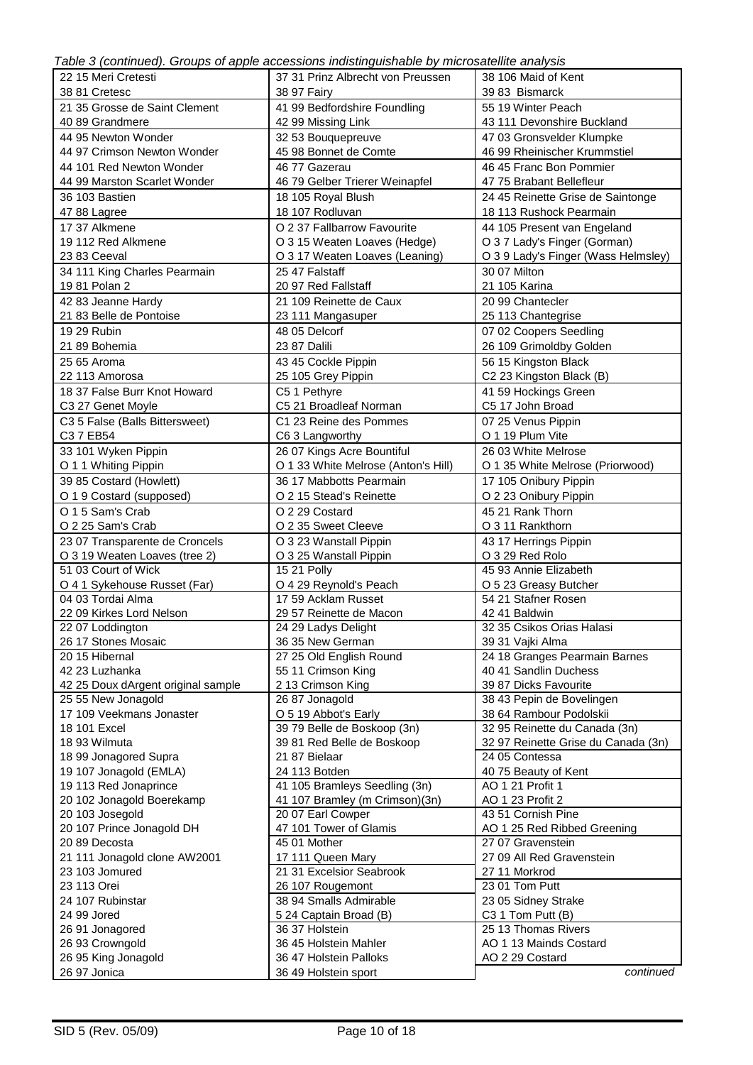*Table 3 (continued). Groups of apple accessions indistinguishable by microsatellite analysis*

| | | |
|---|---|---|
| 22 15 Meri Cretesti<br>38 81 Cretesc | 37 31 Prinz Albrecht von Preussen<br>38 97 Fairy | 38 106 Maid of Kent<br>39 83 Bismarck |
| 21 35 Grosse de Saint Clement<br>40 89 Grandmere | 41 99 Bedfordshire Foundling<br>42 99 Missing Link | 55 19 Winter Peach<br>43 111 Devonshire Buckland |
| 44 95 Newton Wonder<br>44 97 Crimson Newton Wonder<br>44 101 Red Newton Wonder<br>44 99 Marston Scarlet Wonder | 32 53 Bouquepreuve<br>45 98 Bonnet de Comte<br><br>46 77 Gazerau<br>46 79 Gelber Trierer Weinapfel | 47 03 Gronsvelder Klumpke<br>46 99 Rheinischer Krummstiel<br><br>46 45 Franc Bon Pommier<br>47 75 Brabant Bellefleur |
| 36 103 Bastien<br>47 88 Lagree | 18 105 Royal Blush<br>18 107 Rodluvan | 24 45 Reinette Grise de Saintonge<br>18 113 Rushock Pearmain |
| 17 37 Alkmene<br>19 112 Red Alkmene<br>23 83 Ceeval | O 2 37 Fallbarrow Favourite<br>O 3 15 Weaten Loaves (Hedge)<br>O 3 17 Weaten Loaves (Leaning) | 44 105 Present van Engeland<br>O 3 7 Lady's Finger (Gorman)<br>O 3 9 Lady's Finger (Wass Helmsley) |
| 34 111 King Charles Pearmain<br>19 81 Polan 2 | 25 47 Falstaff<br>20 97 Red Fallstaff | 30 07 Milton<br>21 105 Karina |
| 42 83 Jeanne Hardy<br>21 83 Belle de Pontoise | 21 109 Reinette de Caux<br>23 111 Mangasuper | 20 99 Chantecler<br>25 113 Chantegrise |
| 19 29 Rubin<br>21 89 Bohemia | 48 05 Delcorf<br>23 87 Dalili | 07 02 Coopers Seedling<br>26 109 Grimoldby Golden |
| 25 65 Aroma<br>22 113 Amorosa | 43 45 Cockle Pippin<br>25 105 Grey Pippin | 56 15 Kingston Black<br>C2 23 Kingston Black (B) |
| 18 37 False Burr Knot Howard<br>C3 27 Genet Moyle | C5 1 Pethyre<br>C5 21 Broadleaf Norman | 41 59 Hockings Green<br>C5 17 John Broad |
| C3 5 False (Balls Bittersweet)<br>C3 7 EB54 | C1 23 Reine des Pommes<br>C6 3 Langworthy | 07 25 Venus Pippin<br>O 1 19 Plum Vite |
| 33 101 Wyken Pippin<br>O 1 1 Whiting Pippin | 26 07 Kings Acre Bountiful<br>O 1 33 White Melrose (Anton's Hill) | 26 03 White Melrose<br>O 1 35 White Melrose (Priorwood) |
| 39 85 Costard (Howlett)<br>O 1 9 Costard (supposed) | 36 17 Mabbotts Pearmain<br>O 2 15 Stead's Reinette | 17 105 Onibury Pippin<br>O 2 23 Onibury Pippin |
| O 1 5 Sam's Crab<br>O 2 25 Sam's Crab | O 2 29 Costard<br>O 2 35 Sweet Cleeve | 45 21 Rank Thorn<br>O 3 11 Rankthorn |
| 23 07 Transparente de Croncels<br>O 3 19 Weaten Loaves (tree 2) | O 3 23 Wanstall Pippin<br>O 3 25 Wanstall Pippin | 43 17 Herrings Pippin<br>O 3 29 Red Rolo |
| 51 03 Court of Wick<br>O 4 1 Sykehouse Russet (Far) | 15 21 Polly<br>O 4 29 Reynold's Peach | 45 93 Annie Elizabeth<br>O 5 23 Greasy Butcher |
| 04 03 Tordai Alma<br>22 09 Kirkes Lord Nelson | 17 59 Acklam Russet<br>29 57 Reinette de Macon | 54 21 Stafner Rosen<br>42 41 Baldwin |
| 22 07 Loddington<br>26 17 Stones Mosaic | 24 29 Ladys Delight<br>36 35 New German | 32 35 Csikos Orias Halasi<br>39 31 Vajki Alma |
| 20 15 Hibernal<br>42 23 Luzhanka<br>42 25 Doux dArgent original sample | 27 25 Old English Round<br>55 11 Crimson King<br>2 13 Crimson King | 24 18 Granges Pearmain Barnes<br>40 41 Sandlin Duchess<br>39 87 Dicks Favourite |
| 25 55 New Jonagold<br>17 109 Veekmans Jonaster<br>18 101 Excel<br>18 93 Wilmuta<br>18 99 Jonagored Supra<br>19 107 Jonagold (EMLA)<br>19 113 Red Jonaprince<br>20 102 Jonagold Boerekamp<br>20 103 Josegold<br>20 107 Prince Jonagold DH<br>20 89 Decosta<br>21 111 Jonagold clone AW2001<br>23 103 Jomured<br>23 113 Orei<br>24 107 Rubinstar<br>24 99 Jored<br>26 91 Jonagored<br>26 93 Crowngold<br>26 95 King Jonagold<br>26 97 Jonica | 26 87 Jonagold<br>O 5 19 Abbot's Early<br><br>39 79 Belle de Boskoop (3n)<br>39 81 Red Belle de Boskoop<br><br>21 87 Bielaar<br>24 113 Botden<br><br>41 105 Bramleys Seedling (3n)<br>41 107 Bramley (m Crimson)(3n)<br><br>20 07 Earl Cowper<br>47 101 Tower of Glamis<br><br>45 01 Mother<br>17 111 Queen Mary<br><br>21 31 Excelsior Seabrook<br>26 107 Rougemont<br><br>38 94 Smalls Admirable<br>5 24 Captain Broad (B)<br><br>36 37 Holstein<br>36 45 Holstein Mahler<br>36 47 Holstein Palloks<br>36 49 Holstein sport | 38 43 Pepin de Bovelingen<br>38 64 Rambour Podolskii<br><br>32 95 Reinette du Canada (3n)<br>32 97 Reinette Grise du Canada (3n)<br><br>24 05 Contessa<br>40 75 Beauty of Kent<br><br>AO 1 21 Profit 1<br>AO 1 23 Profit 2<br><br>43 51 Cornish Pine<br>AO 1 25 Red Ribbed Greening<br><br>27 07 Gravenstein<br>27 09 All Red Gravenstein<br>27 11 Morkrod<br><br>23 01 Tom Putt<br>23 05 Sidney Strake<br>C3 1 Tom Putt (B)<br><br>25 13 Thomas Rivers<br>AO 1 13 Mainds Costard<br>AO 2 29 Costard |

*continued*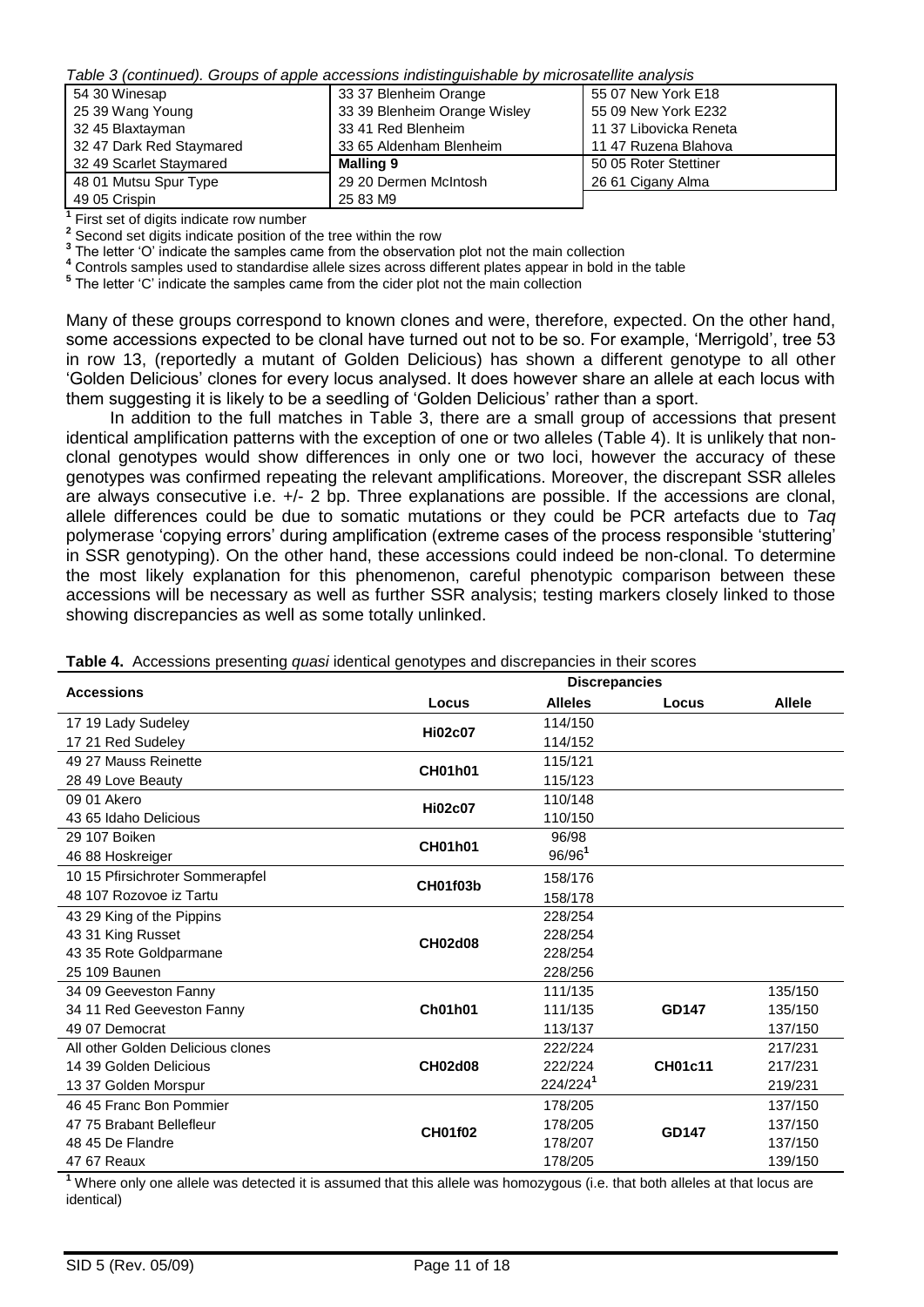*Table 3 (continued). Groups of apple accessions indistinguishable by microsatellite analysis*

| | | |
|---|---|---|
| 54 30 Winesap | 33 37 Blenheim Orange | 55 07 New York E18 |
| 25 39 Wang Young | 33 39 Blenheim Orange Wisley | 55 09 New York E232 |
| 32 45 Blaxtayman | 33 41 Red Blenheim | 11 37 Libovicka Reneta |
| 32 47 Dark Red Staymared | 33 65 Aldenham Blenheim | 11 47 Ruzena Blahova |
| 32 49 Scarlet Staymared | **Malling 9** | 50 05 Roter Stettiner |
| 48 01 Mutsu Spur Type | 29 20 Dermen McIntosh | 26 61 Cigany Alma |
| 49 05 Crispin | 25 83 M9 | |

[1] First set of digits indicate row number
[2] Second set digits indicate position of the tree within the row
[3] The letter 'O' indicate the samples came from the observation plot not the main collection
[4] Controls samples used to standardise allele sizes across different plates appear in bold in the table
[5] The letter 'C' indicate the samples came from the cider plot not the main collection

Many of these groups correspond to known clones and were, therefore, expected. On the other hand, some accessions expected to be clonal have turned out not to be so. For example, 'Merrigold', tree 53 in row 13, (reportedly a mutant of Golden Delicious) has shown a different genotype to all other 'Golden Delicious' clones for every locus analysed. It does however share an allele at each locus with them suggesting it is likely to be a seedling of 'Golden Delicious' rather than a sport.

In addition to the full matches in Table 3, there are a small group of accessions that present identical amplification patterns with the exception of one or two alleles (Table 4). It is unlikely that non-clonal genotypes would show differences in only one or two loci, however the accuracy of these genotypes was confirmed repeating the relevant amplifications. Moreover, the discrepant SSR alleles are always consecutive i.e. +/- 2 bp. Three explanations are possible. If the accessions are clonal, allele differences could be due to somatic mutations or they could be PCR artefacts due to *Taq* polymerase 'copying errors' during amplification (extreme cases of the process responsible 'stuttering' in SSR genotyping). On the other hand, these accessions could indeed be non-clonal. To determine the most likely explanation for this phenomenon, careful phenotypic comparison between these accessions will be necessary as well as further SSR analysis; testing markers closely linked to those showing discrepancies as well as some totally unlinked.

**Table 4.** Accessions presenting *quasi* identical genotypes and discrepancies in their scores

| Accessions | Discrepancies | | | |
|---|---|---|---|---|
| | **Locus** | **Alleles** | **Locus** | **Allele** |
| 17 19 Lady Sudeley | **Hi02c07** | 114/150 | | |
| 17 21 Red Sudeley | | 114/152 | | |
| 49 27 Mauss Reinette | **CH01h01** | 115/121 | | |
| 28 49 Love Beauty | | 115/123 | | |
| 09 01 Akero | **Hi02c07** | 110/148 | | |
| 43 65 Idaho Delicious | | 110/150 | | |
| 29 107 Boiken | **CH01h01** | 96/98 | | |
| 46 88 Hoskreiger | | 96/96[1] | | |
| 10 15 Pfirsichroter Sommerapfel | **CH01f03b** | 158/176 | | |
| 48 107 Rozovoe iz Tartu | | 158/178 | | |
| 43 29 King of the Pippins | **CH02d08** | 228/254 | | |
| 43 31 King Russet | | 228/254 | | |
| 43 35 Rote Goldparmane | | 228/254 | | |
| 25 109 Baunen | | 228/256 | | |
| 34 09 Geeveston Fanny | **Ch01h01** | 111/135 | **GD147** | 135/150 |
| 34 11 Red Geeveston Fanny | | 111/135 | | 135/150 |
| 49 07 Democrat | | 113/137 | | 137/150 |
| All other Golden Delicious clones | **CH02d08** | 222/224 | **CH01c11** | 217/231 |
| 14 39 Golden Delicious | | 222/224 | | 217/231 |
| 13 37 Golden Morspur | | 224/224[1] | | 219/231 |
| 46 45 Franc Bon Pommier | **CH01f02** | 178/205 | **GD147** | 137/150 |
| 47 75 Brabant Bellefleur | | 178/205 | | 137/150 |
| 48 45 De Flandre | | 178/207 | | 137/150 |
| 47 67 Reaux | | 178/205 | | 139/150 |

[1] Where only one allele was detected it is assumed that this allele was homozygous (i.e. that both alleles at that locus are identical)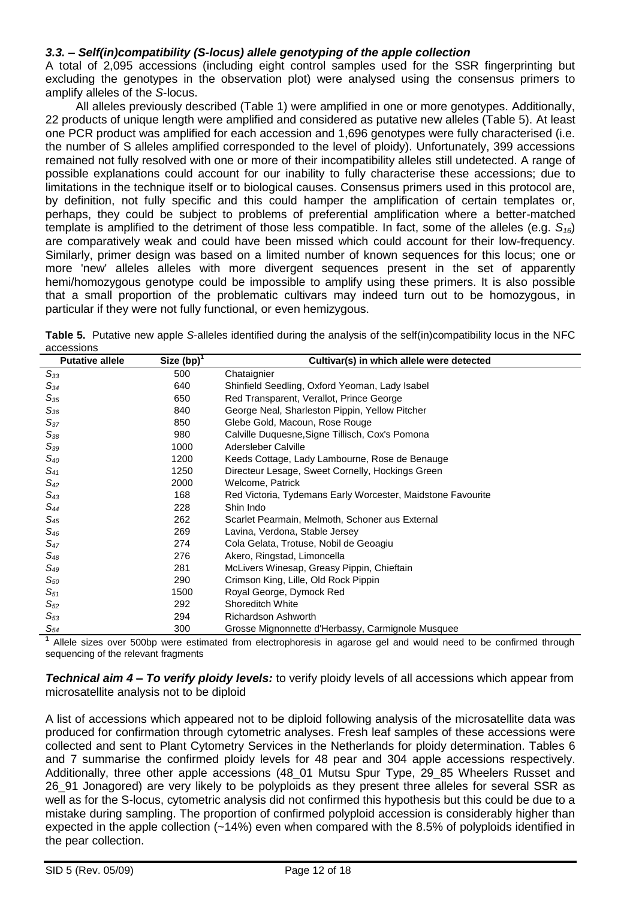### *3.3. – Self(in)compatibility (S-locus) allele genotyping of the apple collection*

A total of 2,095 accessions (including eight control samples used for the SSR fingerprinting but excluding the genotypes in the observation plot) were analysed using the consensus primers to amplify alleles of the *S*-locus.

All alleles previously described (Table 1) were amplified in one or more genotypes. Additionally, 22 products of unique length were amplified and considered as putative new alleles (Table 5). At least one PCR product was amplified for each accession and 1,696 genotypes were fully characterised (i.e. the number of S alleles amplified corresponded to the level of ploidy). Unfortunately, 399 accessions remained not fully resolved with one or more of their incompatibility alleles still undetected. A range of possible explanations could account for our inability to fully characterise these accessions; due to limitations in the technique itself or to biological causes. Consensus primers used in this protocol are, by definition, not fully specific and this could hamper the amplification of certain templates or, perhaps, they could be subject to problems of preferential amplification where a better-matched template is amplified to the detriment of those less compatible. In fact, some of the alleles (e.g. $S_{16}$) are comparatively weak and could have been missed which could account for their low-frequency. Similarly, primer design was based on a limited number of known sequences for this locus; one or more 'new' alleles alleles with more divergent sequences present in the set of apparently hemi/homozygous genotype could be impossible to amplify using these primers. It is also possible that a small proportion of the problematic cultivars may indeed turn out to be homozygous, in particular if they were not fully functional, or even hemizygous.

**Table 5.** Putative new apple *S*-alleles identified during the analysis of the self(in)compatibility locus in the NFC accessions

| Putative allele | Size (bp)[1] | Cultivar(s) in which allele were detected |
|---|---|---|
| $S_{33}$ | 500 | Chataignier |
| $S_{34}$ | 640 | Shinfield Seedling, Oxford Yeoman, Lady Isabel |
| $S_{35}$ | 650 | Red Transparent, Verallot, Prince George |
| $S_{36}$ | 840 | George Neal, Sharleston Pippin, Yellow Pitcher |
| $S_{37}$ | 850 | Glebe Gold, Macoun, Rose Rouge |
| $S_{38}$ | 980 | Calville Duquesne,Signe Tillisch, Cox's Pomona |
| $S_{39}$ | 1000 | Adersleber Calville |
| $S_{40}$ | 1200 | Keeds Cottage, Lady Lambourne, Rose de Benauge |
| $S_{41}$ | 1250 | Directeur Lesage, Sweet Cornelly, Hockings Green |
| $S_{42}$ | 2000 | Welcome, Patrick |
| $S_{43}$ | 168 | Red Victoria, Tydemans Early Worcester, Maidstone Favourite |
| $S_{44}$ | 228 | Shin Indo |
| $S_{45}$ | 262 | Scarlet Pearmain, Melmoth, Schoner aus External |
| $S_{46}$ | 269 | Lavina, Verdona, Stable Jersey |
| $S_{47}$ | 274 | Cola Gelata, Trotuse, Nobil de Geoagiu |
| $S_{48}$ | 276 | Akero, Ringstad, Limoncella |
| $S_{49}$ | 281 | McLivers Winesap, Greasy Pippin, Chieftain |
| $S_{50}$ | 290 | Crimson King, Lille, Old Rock Pippin |
| $S_{51}$ | 1500 | Royal George, Dymock Red |
| $S_{52}$ | 292 | Shoreditch White |
| $S_{53}$ | 294 | Richardson Ashworth |
| $S_{54}$ | 300 | Grosse Mignonnette d'Herbassy, Carmignole Musquee |

[1] Allele sizes over 500bp were estimated from electrophoresis in agarose gel and would need to be confirmed through sequencing of the relevant fragments

***Technical aim 4 – To verify ploidy levels:*** to verify ploidy levels of all accessions which appear from microsatellite analysis not to be diploid

A list of accessions which appeared not to be diploid following analysis of the microsatellite data was produced for confirmation through cytometric analyses. Fresh leaf samples of these accessions were collected and sent to Plant Cytometry Services in the Netherlands for ploidy determination. Tables 6 and 7 summarise the confirmed ploidy levels for 48 pear and 304 apple accessions respectively. Additionally, three other apple accessions (48_01 Mutsu Spur Type, 29_85 Wheelers Russet and 26_91 Jonagored) are very likely to be polyploids as they present three alleles for several SSR as well as for the S-locus, cytometric analysis did not confirmed this hypothesis but this could be due to a mistake during sampling. The proportion of confirmed polyploid accession is considerably higher than expected in the apple collection (~14%) even when compared with the 8.5% of polyploids identified in the pear collection.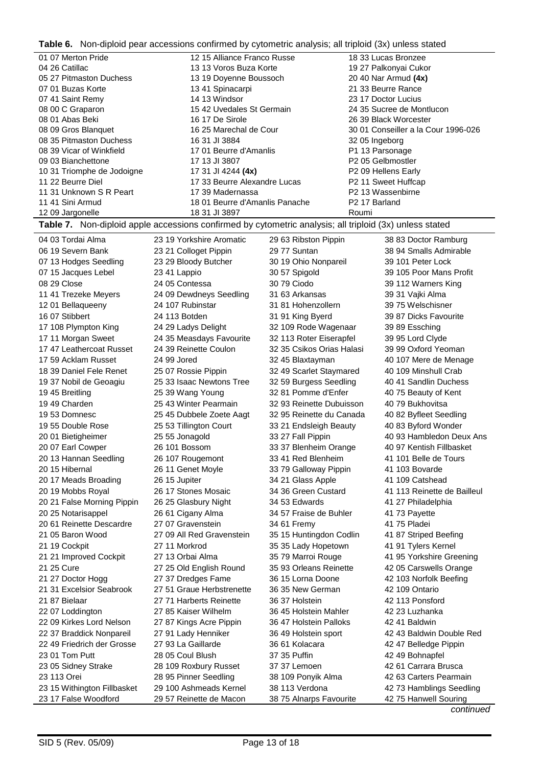**Table 6.** Non-diploid pear accessions confirmed by cytometric analysis; all triploid (3x) unless stated

| | | |
|---|---|---|
| 01 07 Merton Pride | 12 15 Alliance Franco Russe | 18 33 Lucas Bronzee |
| 04 26 Catillac | 13 13 Voros Buza Korte | 19 27 Palkonyai Cukor |
| 05 27 Pitmaston Duchess | 13 19 Doyenne Boussoch | 20 40 Nar Armud **(4x)** |
| 07 01 Buzas Korte | 13 41 Spinacarpi | 21 33 Beurre Rance |
| 07 41 Saint Remy | 14 13 Windsor | 23 17 Doctor Lucius |
| 08 00 C Graparon | 15 42 Uvedales St Germain | 24 35 Sucree de Montlucon |
| 08 01 Abas Beki | 16 17 De Sirole | 26 39 Black Worcester |
| 08 09 Gros Blanquet | 16 25 Marechal de Cour | 30 01 Conseiller a la Cour 1996-026 |
| 08 35 Pitmaston Duchess | 16 31 JI 3884 | 32 05 Ingeborg |
| 08 39 Vicar of Winkfield | 17 01 Beurre d'Amanlis | P1 13 Parsonage |
| 09 03 Bianchettone | 17 13 JI 3807 | P2 05 Gelbmostler |
| 10 31 Triomphe de Jodoigne | 17 31 JI 4244 **(4x)** | P2 09 Hellens Early |
| 11 22 Beurre Diel | 17 33 Beurre Alexandre Lucas | P2 11 Sweet Huffcap |
| 11 31 Unknown S R Peart | 17 39 Madernassa | P2 13 Wassenbirne |
| 11 41 Sini Armud | 18 01 Beurre d'Amanlis Panache | P2 17 Barland |
| 12 09 Jargonelle | 18 31 JI 3897 | Roumi |

**Table 7.** Non-diploid apple accessions confirmed by cytometric analysis; all triploid (3x) unless stated

| | | | |
|---|---|---|---|
| 04 03 Tordai Alma | 23 19 Yorkshire Aromatic | 29 63 Ribston Pippin | 38 83 Doctor Ramburg |
| 06 19 Severn Bank | 23 21 Colloget Pippin | 29 77 Suntan | 38 94 Smalls Admirable |
| 07 13 Hodges Seedling | 23 29 Bloody Butcher | 30 19 Ohio Nonpareil | 39 101 Peter Lock |
| 07 15 Jacques Lebel | 23 41 Lappio | 30 57 Spigold | 39 105 Poor Mans Profit |
| 08 29 Close | 24 05 Contessa | 30 79 Ciodo | 39 112 Warners King |
| 11 41 Trezeke Meyers | 24 09 Dewdneys Seedling | 31 63 Arkansas | 39 31 Vajki Alma |
| 12 01 Bellaqueeny | 24 107 Rubinstar | 31 81 Hohenzollern | 39 75 Welschisner |
| 16 07 Stibbert | 24 113 Botden | 31 91 King Byerd | 39 87 Dicks Favourite |
| 17 108 Plympton King | 24 29 Ladys Delight | 32 109 Rode Wagenaar | 39 89 Essching |
| 17 11 Morgan Sweet | 24 35 Measdays Favourite | 32 113 Roter Eiserapfel | 39 95 Lord Clyde |
| 17 47 Leathercoat Russet | 24 39 Reinette Coulon | 32 35 Csikos Orias Halasi | 39 99 Oxford Yeoman |
| 17 59 Acklam Russet | 24 99 Jored | 32 45 Blaxtayman | 40 107 Mere de Menage |
| 18 39 Daniel Fele Renet | 25 07 Rossie Pippin | 32 49 Scarlet Staymared | 40 109 Minshull Crab |
| 19 37 Nobil de Geoagiu | 25 33 Isaac Newtons Tree | 32 59 Burgess Seedling | 40 41 Sandlin Duchess |
| 19 45 Breitling | 25 39 Wang Young | 32 81 Pomme d'Enfer | 40 75 Beauty of Kent |
| 19 49 Charden | 25 43 Winter Pearmain | 32 93 Reinette Dubuisson | 40 79 Bukhovitsa |
| 19 53 Domnesc | 25 45 Dubbele Zoete Aagt | 32 95 Reinette du Canada | 40 82 Byfleet Seedling |
| 19 55 Double Rose | 25 53 Tillington Court | 33 21 Endsleigh Beauty | 40 83 Byford Wonder |
| 20 01 Bietigheimer | 25 55 Jonagold | 33 27 Fall Pippin | 40 93 Hambledon Deux Ans |
| 20 07 Earl Cowper | 26 101 Bossom | 33 37 Blenheim Orange | 40 97 Kentish Fillbasket |
| 20 13 Hannan Seedling | 26 107 Rougemont | 33 41 Red Blenheim | 41 101 Belle de Tours |
| 20 15 Hibernal | 26 11 Genet Moyle | 33 79 Galloway Pippin | 41 103 Bovarde |
| 20 17 Meads Broading | 26 15 Jupiter | 34 21 Glass Apple | 41 109 Catshead |
| 20 19 Mobbs Royal | 26 17 Stones Mosaic | 34 36 Green Custard | 41 113 Reinette de Bailleul |
| 20 21 False Morning Pippin | 26 25 Glasbury Night | 34 53 Edwards | 41 27 Philadelphia |
| 20 25 Notarisappel | 26 61 Cigany Alma | 34 57 Fraise de Buhler | 41 73 Payette |
| 20 61 Reinette Descardre | 27 07 Gravenstein | 34 61 Fremy | 41 75 Pladei |
| 21 05 Baron Wood | 27 09 All Red Gravenstein | 35 15 Huntingdon Codlin | 41 87 Striped Beefing |
| 21 19 Cockpit | 27 11 Morkrod | 35 35 Lady Hopetown | 41 91 Tylers Kernel |
| 21 21 Improved Cockpit | 27 13 Orbai Alma | 35 79 Marroi Rouge | 41 95 Yorkshire Greening |
| 21 25 Cure | 27 25 Old English Round | 35 93 Orleans Reinette | 42 05 Carswells Orange |
| 21 27 Doctor Hogg | 27 37 Dredges Fame | 36 15 Lorna Doone | 42 103 Norfolk Beefing |
| 21 31 Excelsior Seabrook | 27 51 Graue Herbstrenette | 36 35 New German | 42 109 Ontario |
| 21 87 Bielaar | 27 71 Harberts Reinette | 36 37 Holstein | 42 113 Ponsford |
| 22 07 Loddington | 27 85 Kaiser Wilhelm | 36 45 Holstein Mahler | 42 23 Luzhanka |
| 22 09 Kirkes Lord Nelson | 27 87 Kings Acre Pippin | 36 47 Holstein Palloks | 42 41 Baldwin |
| 22 37 Braddick Nonpareil | 27 91 Lady Henniker | 36 49 Holstein sport | 42 43 Baldwin Double Red |
| 22 49 Friedrich der Grosse | 27 93 La Gaillarde | 36 61 Kolacara | 42 47 Belledge Pippin |
| 23 01 Tom Putt | 28 05 Coul Blush | 37 35 Puffin | 42 49 Bohnapfel |
| 23 05 Sidney Strake | 28 109 Roxbury Russet | 37 37 Lemoen | 42 61 Carrara Brusca |
| 23 113 Orei | 28 95 Pinner Seedling | 38 109 Ponyik Alma | 42 63 Carters Pearmain |
| 23 15 Withington Fillbasket | 29 100 Ashmeads Kernel | 38 113 Verdona | 42 73 Hamblings Seedling |
| 23 17 False Woodford | 29 57 Reinette de Macon | 38 75 Alnarps Favourite | 42 75 Hanwell Souring |

*continued*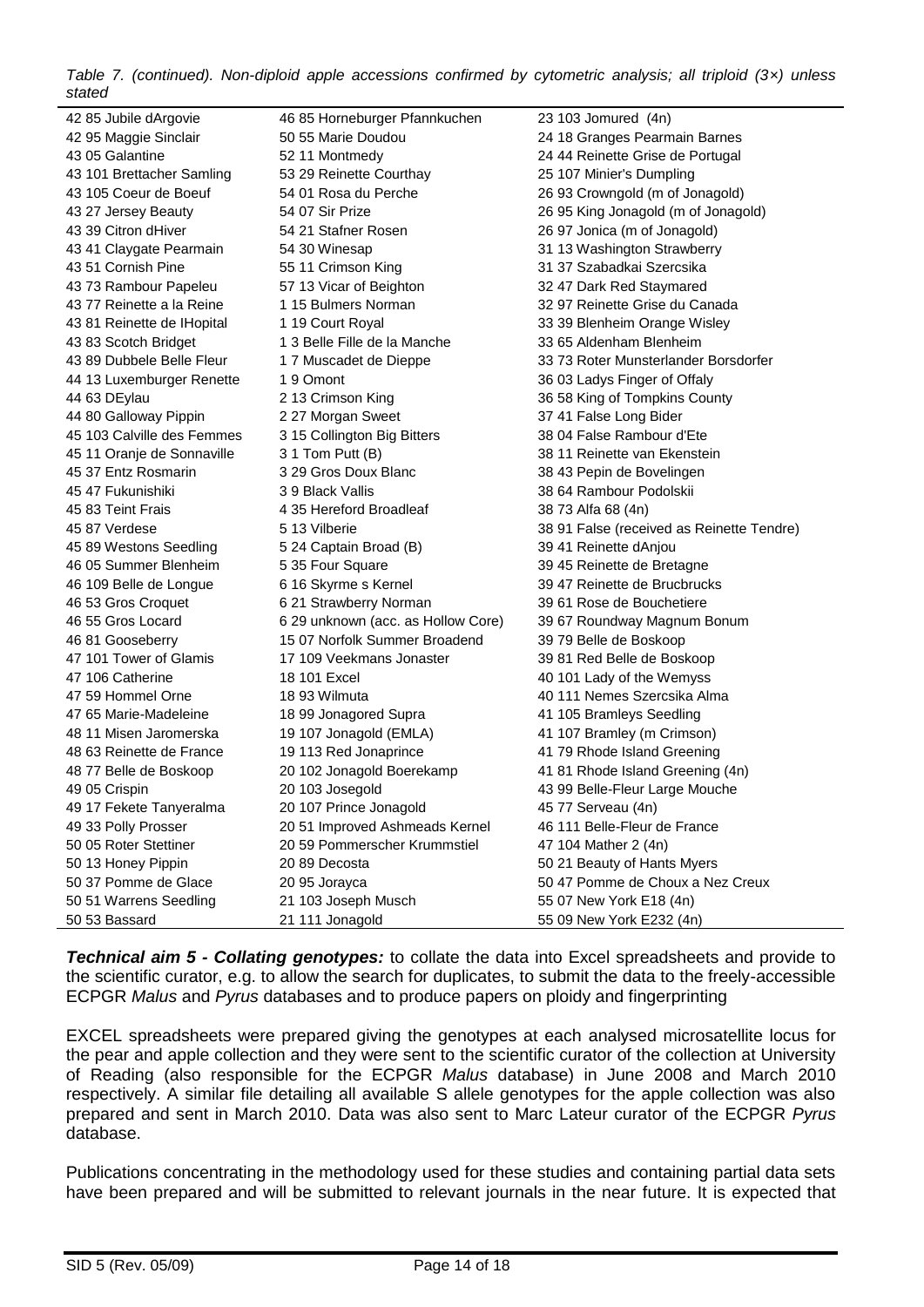*Table 7. (continued). Non-diploid apple accessions confirmed by cytometric analysis; all triploid (3×) unless stated*

| | | |
|---|---|---|
| 42 85 Jubile dArgovie | 46 85 Horneburger Pfannkuchen | 23 103 Jomured (4n) |
| 42 95 Maggie Sinclair | 50 55 Marie Doudou | 24 18 Granges Pearmain Barnes |
| 43 05 Galantine | 52 11 Montmedy | 24 44 Reinette Grise de Portugal |
| 43 101 Brettacher Samling | 53 29 Reinette Courthay | 25 107 Minier's Dumpling |
| 43 105 Coeur de Boeuf | 54 01 Rosa du Perche | 26 93 Crowngold (m of Jonagold) |
| 43 27 Jersey Beauty | 54 07 Sir Prize | 26 95 King Jonagold (m of Jonagold) |
| 43 39 Citron dHiver | 54 21 Stafner Rosen | 26 97 Jonica (m of Jonagold) |
| 43 41 Claygate Pearmain | 54 30 Winesap | 31 13 Washington Strawberry |
| 43 51 Cornish Pine | 55 11 Crimson King | 31 37 Szabadkai Szercsika |
| 43 73 Rambour Papeleu | 57 13 Vicar of Beighton | 32 47 Dark Red Staymared |
| 43 77 Reinette a la Reine | 1 15 Bulmers Norman | 32 97 Reinette Grise du Canada |
| 43 81 Reinette de IHopital | 1 19 Court Royal | 33 39 Blenheim Orange Wisley |
| 43 83 Scotch Bridget | 1 3 Belle Fille de la Manche | 33 65 Aldenham Blenheim |
| 43 89 Dubbele Belle Fleur | 1 7 Muscadet de Dieppe | 33 73 Roter Munsterlander Borsdorfer |
| 44 13 Luxemburger Renette | 1 9 Omont | 36 03 Ladys Finger of Offaly |
| 44 63 DEylau | 2 13 Crimson King | 36 58 King of Tompkins County |
| 44 80 Galloway Pippin | 2 27 Morgan Sweet | 37 41 False Long Bider |
| 45 103 Calville des Femmes | 3 15 Collington Big Bitters | 38 04 False Rambour d'Ete |
| 45 11 Oranje de Sonnaville | 3 1 Tom Putt (B) | 38 11 Reinette van Ekenstein |
| 45 37 Entz Rosmarin | 3 29 Gros Doux Blanc | 38 43 Pepin de Bovelingen |
| 45 47 Fukunishiki | 3 9 Black Vallis | 38 64 Rambour Podolskii |
| 45 83 Teint Frais | 4 35 Hereford Broadleaf | 38 73 Alfa 68 (4n) |
| 45 87 Verdese | 5 13 Vilberie | 38 91 False (received as Reinette Tendre) |
| 45 89 Westons Seedling | 5 24 Captain Broad (B) | 39 41 Reinette dAnjou |
| 46 05 Summer Blenheim | 5 35 Four Square | 39 45 Reinette de Bretagne |
| 46 109 Belle de Longue | 6 16 Skyrme s Kernel | 39 47 Reinette de Brucbrucks |
| 46 53 Gros Croquet | 6 21 Strawberry Norman | 39 61 Rose de Bouchetiere |
| 46 55 Gros Locard | 6 29 unknown (acc. as Hollow Core) | 39 67 Roundway Magnum Bonum |
| 46 81 Gooseberry | 15 07 Norfolk Summer Broadend | 39 79 Belle de Boskoop |
| 47 101 Tower of Glamis | 17 109 Veekmans Jonaster | 39 81 Red Belle de Boskoop |
| 47 106 Catherine | 18 101 Excel | 40 101 Lady of the Wemyss |
| 47 59 Hommel Orne | 18 93 Wilmuta | 40 111 Nemes Szercsika Alma |
| 47 65 Marie-Madeleine | 18 99 Jonagored Supra | 41 105 Bramleys Seedling |
| 48 11 Misen Jaromerska | 19 107 Jonagold (EMLA) | 41 107 Bramley (m Crimson) |
| 48 63 Reinette de France | 19 113 Red Jonaprince | 41 79 Rhode Island Greening |
| 48 77 Belle de Boskoop | 20 102 Jonagold Boerekamp | 41 81 Rhode Island Greening (4n) |
| 49 05 Crispin | 20 103 Josegold | 43 99 Belle-Fleur Large Mouche |
| 49 17 Fekete Tanyeralma | 20 107 Prince Jonagold | 45 77 Serveau (4n) |
| 49 33 Polly Prosser | 20 51 Improved Ashmeads Kernel | 46 111 Belle-Fleur de France |
| 50 05 Roter Stettiner | 20 59 Pommerscher Krummstiel | 47 104 Mather 2 (4n) |
| 50 13 Honey Pippin | 20 89 Decosta | 50 21 Beauty of Hants Myers |
| 50 37 Pomme de Glace | 20 95 Jorayca | 50 47 Pomme de Choux a Nez Creux |
| 50 51 Warrens Seedling | 21 103 Joseph Musch | 55 07 New York E18 (4n) |
| 50 53 Bassard | 21 111 Jonagold | 55 09 New York E232 (4n) |

***Technical aim 5 - Collating genotypes:*** to collate the data into Excel spreadsheets and provide to the scientific curator, e.g. to allow the search for duplicates, to submit the data to the freely-accessible ECPGR *Malus* and *Pyrus* databases and to produce papers on ploidy and fingerprinting

EXCEL spreadsheets were prepared giving the genotypes at each analysed microsatellite locus for the pear and apple collection and they were sent to the scientific curator of the collection at University of Reading (also responsible for the ECPGR *Malus* database) in June 2008 and March 2010 respectively. A similar file detailing all available S allele genotypes for the apple collection was also prepared and sent in March 2010. Data was also sent to Marc Lateur curator of the ECPGR *Pyrus* database.

Publications concentrating in the methodology used for these studies and containing partial data sets have been prepared and will be submitted to relevant journals in the near future. It is expected that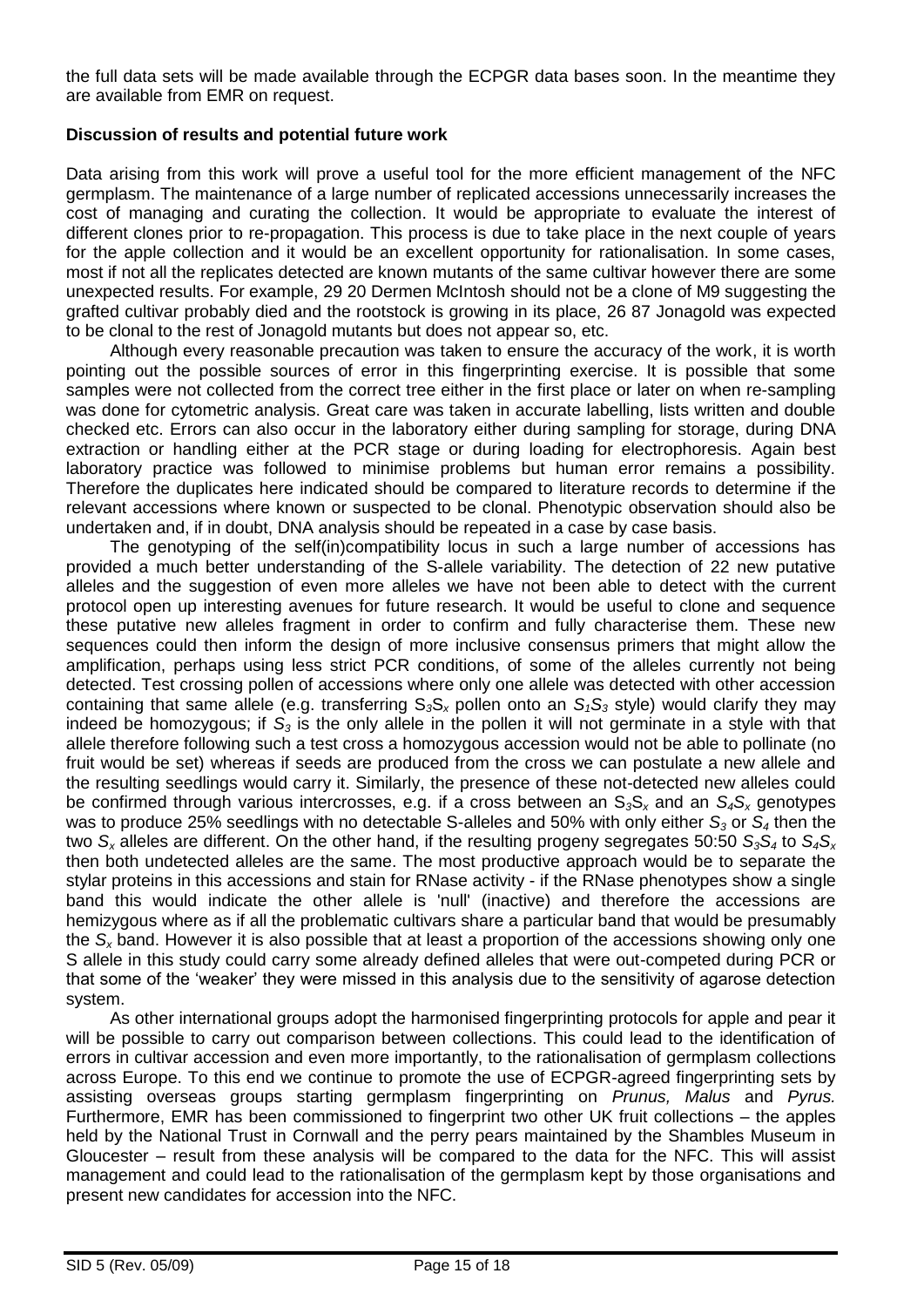the full data sets will be made available through the ECPGR data bases soon. In the meantime they are available from EMR on request.

**Discussion of results and potential future work**

Data arising from this work will prove a useful tool for the more efficient management of the NFC germplasm. The maintenance of a large number of replicated accessions unnecessarily increases the cost of managing and curating the collection. It would be appropriate to evaluate the interest of different clones prior to re-propagation. This process is due to take place in the next couple of years for the apple collection and it would be an excellent opportunity for rationalisation. In some cases, most if not all the replicates detected are known mutants of the same cultivar however there are some unexpected results. For example, 29 20 Dermen McIntosh should not be a clone of M9 suggesting the grafted cultivar probably died and the rootstock is growing in its place, 26 87 Jonagold was expected to be clonal to the rest of Jonagold mutants but does not appear so, etc.

Although every reasonable precaution was taken to ensure the accuracy of the work, it is worth pointing out the possible sources of error in this fingerprinting exercise. It is possible that some samples were not collected from the correct tree either in the first place or later on when re-sampling was done for cytometric analysis. Great care was taken in accurate labelling, lists written and double checked etc. Errors can also occur in the laboratory either during sampling for storage, during DNA extraction or handling either at the PCR stage or during loading for electrophoresis. Again best laboratory practice was followed to minimise problems but human error remains a possibility. Therefore the duplicates here indicated should be compared to literature records to determine if the relevant accessions where known or suspected to be clonal. Phenotypic observation should also be undertaken and, if in doubt, DNA analysis should be repeated in a case by case basis.

The genotyping of the self(in)compatibility locus in such a large number of accessions has provided a much better understanding of the S-allele variability. The detection of 22 new putative alleles and the suggestion of even more alleles we have not been able to detect with the current protocol open up interesting avenues for future research. It would be useful to clone and sequence these putative new alleles fragment in order to confirm and fully characterise them. These new sequences could then inform the design of more inclusive consensus primers that might allow the amplification, perhaps using less strict PCR conditions, of some of the alleles currently not being detected. Test crossing pollen of accessions where only one allele was detected with other accession containing that same allele (e.g. transferring $S_3S_x$ pollen onto an $S_1S_3$ style) would clarify they may indeed be homozygous; if $S_3$ is the only allele in the pollen it will not germinate in a style with that allele therefore following such a test cross a homozygous accession would not be able to pollinate (no fruit would be set) whereas if seeds are produced from the cross we can postulate a new allele and the resulting seedlings would carry it. Similarly, the presence of these not-detected new alleles could be confirmed through various intercrosses, e.g. if a cross between an $S_3S_x$ and an $S_4S_x$ genotypes was to produce 25% seedlings with no detectable S-alleles and 50% with only either $S_3$ or $S_4$ then the two $S_x$ alleles are different. On the other hand, if the resulting progeny segregates 50:50 $S_3S_4$ to $S_4S_x$ then both undetected alleles are the same. The most productive approach would be to separate the stylar proteins in this accessions and stain for RNase activity - if the RNase phenotypes show a single band this would indicate the other allele is 'null' (inactive) and therefore the accessions are hemizygous where as if all the problematic cultivars share a particular band that would be presumably the $S_x$ band. However it is also possible that at least a proportion of the accessions showing only one S allele in this study could carry some already defined alleles that were out-competed during PCR or that some of the 'weaker' they were missed in this analysis due to the sensitivity of agarose detection system.

As other international groups adopt the harmonised fingerprinting protocols for apple and pear it will be possible to carry out comparison between collections. This could lead to the identification of errors in cultivar accession and even more importantly, to the rationalisation of germplasm collections across Europe. To this end we continue to promote the use of ECPGR-agreed fingerprinting sets by assisting overseas groups starting germplasm fingerprinting on *Prunus, Malus* and *Pyrus.* Furthermore, EMR has been commissioned to fingerprint two other UK fruit collections – the apples held by the National Trust in Cornwall and the perry pears maintained by the Shambles Museum in Gloucester – result from these analysis will be compared to the data for the NFC. This will assist management and could lead to the rationalisation of the germplasm kept by those organisations and present new candidates for accession into the NFC.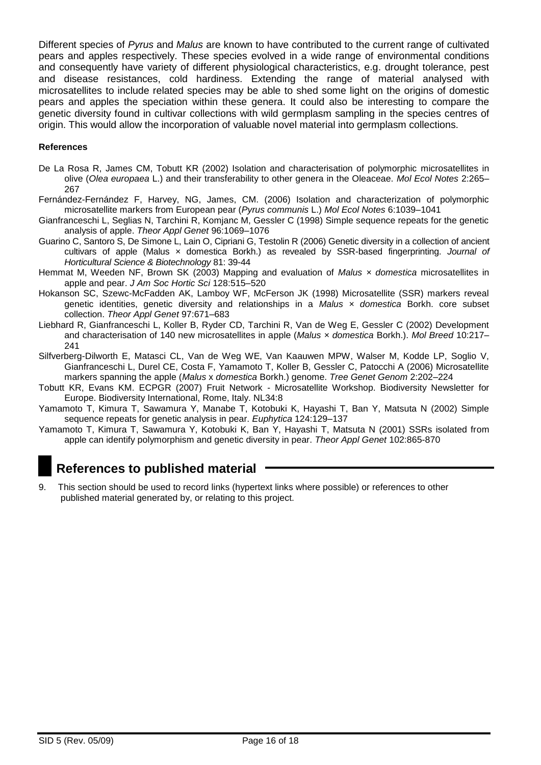Different species of *Pyrus* and *Malus* are known to have contributed to the current range of cultivated pears and apples respectively. These species evolved in a wide range of environmental conditions and consequently have variety of different physiological characteristics, e.g. drought tolerance, pest and disease resistances, cold hardiness. Extending the range of material analysed with microsatellites to include related species may be able to shed some light on the origins of domestic pears and apples the speciation within these genera. It could also be interesting to compare the genetic diversity found in cultivar collections with wild germplasm sampling in the species centres of origin. This would allow the incorporation of valuable novel material into germplasm collections.

**References**

De La Rosa R, James CM, Tobutt KR (2002) Isolation and characterisation of polymorphic microsatellites in olive (*Olea europaea* L.) and their transferability to other genera in the Oleaceae. *Mol Ecol Notes* 2:265–267

Fernández-Fernández F, Harvey, NG, James, CM. (2006) Isolation and characterization of polymorphic microsatellite markers from European pear (*Pyrus communis* L.) *Mol Ecol Notes* 6:1039–1041

Gianfranceschi L, Seglias N, Tarchini R, Komjanc M, Gessler C (1998) Simple sequence repeats for the genetic analysis of apple. *Theor Appl Genet* 96:1069–1076

Guarino C, Santoro S, De Simone L, Lain O, Cipriani G, Testolin R (2006) Genetic diversity in a collection of ancient cultivars of apple (Malus × domestica Borkh.) as revealed by SSR-based fingerprinting. *Journal of Horticultural Science & Biotechnology* 81: 39-44

Hemmat M, Weeden NF, Brown SK (2003) Mapping and evaluation of *Malus* × *domestica* microsatellites in apple and pear. *J Am Soc Hortic Sci* 128:515–520

Hokanson SC, Szewc-McFadden AK, Lamboy WF, McFerson JK (1998) Microsatellite (SSR) markers reveal genetic identities, genetic diversity and relationships in a *Malus* × *domestica* Borkh. core subset collection. *Theor Appl Genet* 97:671–683

Liebhard R, Gianfranceschi L, Koller B, Ryder CD, Tarchini R, Van de Weg E, Gessler C (2002) Development and characterisation of 140 new microsatellites in apple (*Malus* × *domestica* Borkh.). *Mol Breed* 10:217–241

Silfverberg-Dilworth E, Matasci CL, Van de Weg WE, Van Kaauwen MPW, Walser M, Kodde LP, Soglio V, Gianfranceschi L, Durel CE, Costa F, Yamamoto T, Koller B, Gessler C, Patocchi A (2006) Microsatellite markers spanning the apple (*Malus* x *domestica* Borkh.) genome. *Tree Genet Genom* 2:202–224

Tobutt KR, Evans KM. ECPGR (2007) Fruit Network - Microsatellite Workshop. Biodiversity Newsletter for Europe. Biodiversity International, Rome, Italy. NL34:8

Yamamoto T, Kimura T, Sawamura Y, Manabe T, Kotobuki K, Hayashi T, Ban Y, Matsuta N (2002) Simple sequence repeats for genetic analysis in pear. *Euphytica* 124:129–137

Yamamoto T, Kimura T, Sawamura Y, Kotobuki K, Ban Y, Hayashi T, Matsuta N (2001) SSRs isolated from apple can identify polymorphism and genetic diversity in pear. *Theor Appl Genet* 102:865-870

## References to published material

9. This section should be used to record links (hypertext links where possible) or references to other published material generated by, or relating to this project.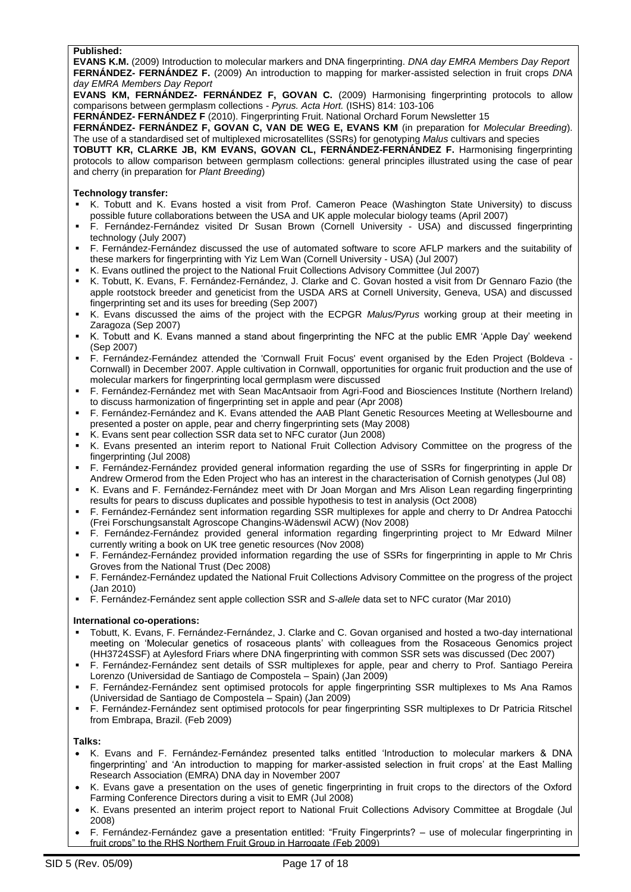**Published:**

**EVANS K.M.** (2009) Introduction to molecular markers and DNA fingerprinting. *DNA day EMRA Members Day Report*
**FERNÁNDEZ- FERNÁNDEZ F.** (2009) An introduction to mapping for marker-assisted selection in fruit crops *DNA day EMRA Members Day Report*
**EVANS KM, FERNÁNDEZ- FERNÁNDEZ F, GOVAN C.** (2009) Harmonising fingerprinting protocols to allow comparisons between germplasm collections - *Pyrus. Acta Hort.* (ISHS) 814: 103-106
**FERNÁNDEZ- FERNÁNDEZ F** (2010). Fingerprinting Fruit. National Orchard Forum Newsletter 15
**FERNÁNDEZ- FERNÁNDEZ F, GOVAN C, VAN DE WEG E, EVANS KM** (in preparation for *Molecular Breeding*). The use of a standardised set of multiplexed microsatellites (SSRs) for genotyping *Malus* cultivars and species
**TOBUTT KR, CLARKE JB, KM EVANS, GOVAN CL, FERNÁNDEZ-FERNÁNDEZ F.** Harmonising fingerprinting protocols to allow comparison between germplasm collections: general principles illustrated using the case of pear and cherry (in preparation for *Plant Breeding*)

**Technology transfer:**

- K. Tobutt and K. Evans hosted a visit from Prof. Cameron Peace (Washington State University) to discuss possible future collaborations between the USA and UK apple molecular biology teams (April 2007)
- F. Fernández-Fernández visited Dr Susan Brown (Cornell University - USA) and discussed fingerprinting technology (July 2007)
- F. Fernández-Fernández discussed the use of automated software to score AFLP markers and the suitability of these markers for fingerprinting with Yiz Lem Wan (Cornell University - USA) (Jul 2007)
- K. Evans outlined the project to the National Fruit Collections Advisory Committee (Jul 2007)
- K. Tobutt, K. Evans, F. Fernández-Fernández, J. Clarke and C. Govan hosted a visit from Dr Gennaro Fazio (the apple rootstock breeder and geneticist from the USDA ARS at Cornell University, Geneva, USA) and discussed fingerprinting set and its uses for breeding (Sep 2007)
- K. Evans discussed the aims of the project with the ECPGR *Malus/Pyrus* working group at their meeting in Zaragoza (Sep 2007)
- K. Tobutt and K. Evans manned a stand about fingerprinting the NFC at the public EMR 'Apple Day' weekend (Sep 2007)
- F. Fernández-Fernández attended the 'Cornwall Fruit Focus' event organised by the Eden Project (Boldeva - Cornwall) in December 2007. Apple cultivation in Cornwall, opportunities for organic fruit production and the use of molecular markers for fingerprinting local germplasm were discussed
- F. Fernández-Fernández met with Sean MacAntsaoir from Agri-Food and Biosciences Institute (Northern Ireland) to discuss harmonization of fingerprinting set in apple and pear (Apr 2008)
- F. Fernández-Fernández and K. Evans attended the AAB Plant Genetic Resources Meeting at Wellesbourne and presented a poster on apple, pear and cherry fingerprinting sets (May 2008)
- K. Evans sent pear collection SSR data set to NFC curator (Jun 2008)
- K. Evans presented an interim report to National Fruit Collection Advisory Committee on the progress of the fingerprinting (Jul 2008)
- F. Fernández-Fernández provided general information regarding the use of SSRs for fingerprinting in apple Dr Andrew Ormerod from the Eden Project who has an interest in the characterisation of Cornish genotypes (Jul 08)
- K. Evans and F. Fernández-Fernández meet with Dr Joan Morgan and Mrs Alison Lean regarding fingerprinting results for pears to discuss duplicates and possible hypothesis to test in analysis (Oct 2008)
- F. Fernández-Fernández sent information regarding SSR multiplexes for apple and cherry to Dr Andrea Patocchi (Frei Forschungsanstalt Agroscope Changins-Wädenswil ACW) (Nov 2008)
- F. Fernández-Fernández provided general information regarding fingerprinting project to Mr Edward Milner currently writing a book on UK tree genetic resources (Nov 2008)
- F. Fernández-Fernández provided information regarding the use of SSRs for fingerprinting in apple to Mr Chris Groves from the National Trust (Dec 2008)
- F. Fernández-Fernández updated the National Fruit Collections Advisory Committee on the progress of the project (Jan 2010)
- F. Fernández-Fernández sent apple collection SSR and *S-allele* data set to NFC curator (Mar 2010)

**International co-operations:**

- Tobutt, K. Evans, F. Fernández-Fernández, J. Clarke and C. Govan organised and hosted a two-day international meeting on 'Molecular genetics of rosaceous plants' with colleagues from the Rosaceous Genomics project (HH3724SSF) at Aylesford Friars where DNA fingerprinting with common SSR sets was discussed (Dec 2007)
- F. Fernández-Fernández sent details of SSR multiplexes for apple, pear and cherry to Prof. Santiago Pereira Lorenzo (Universidad de Santiago de Compostela – Spain) (Jan 2009)
- F. Fernández-Fernández sent optimised protocols for apple fingerprinting SSR multiplexes to Ms Ana Ramos (Universidad de Santiago de Compostela – Spain) (Jan 2009)
- F. Fernández-Fernández sent optimised protocols for pear fingerprinting SSR multiplexes to Dr Patricia Ritschel from Embrapa, Brazil. (Feb 2009)

**Talks:**

- K. Evans and F. Fernández-Fernández presented talks entitled 'Introduction to molecular markers & DNA fingerprinting' and 'An introduction to mapping for marker-assisted selection in fruit crops' at the East Malling Research Association (EMRA) DNA day in November 2007
- K. Evans gave a presentation on the uses of genetic fingerprinting in fruit crops to the directors of the Oxford Farming Conference Directors during a visit to EMR (Jul 2008)
- K. Evans presented an interim project report to National Fruit Collections Advisory Committee at Brogdale (Jul 2008)
- F. Fernández-Fernández gave a presentation entitled: "Fruity Fingerprints? – use of molecular fingerprinting in fruit crops" to the RHS Northern Fruit Group in Harrogate (Feb 2009)